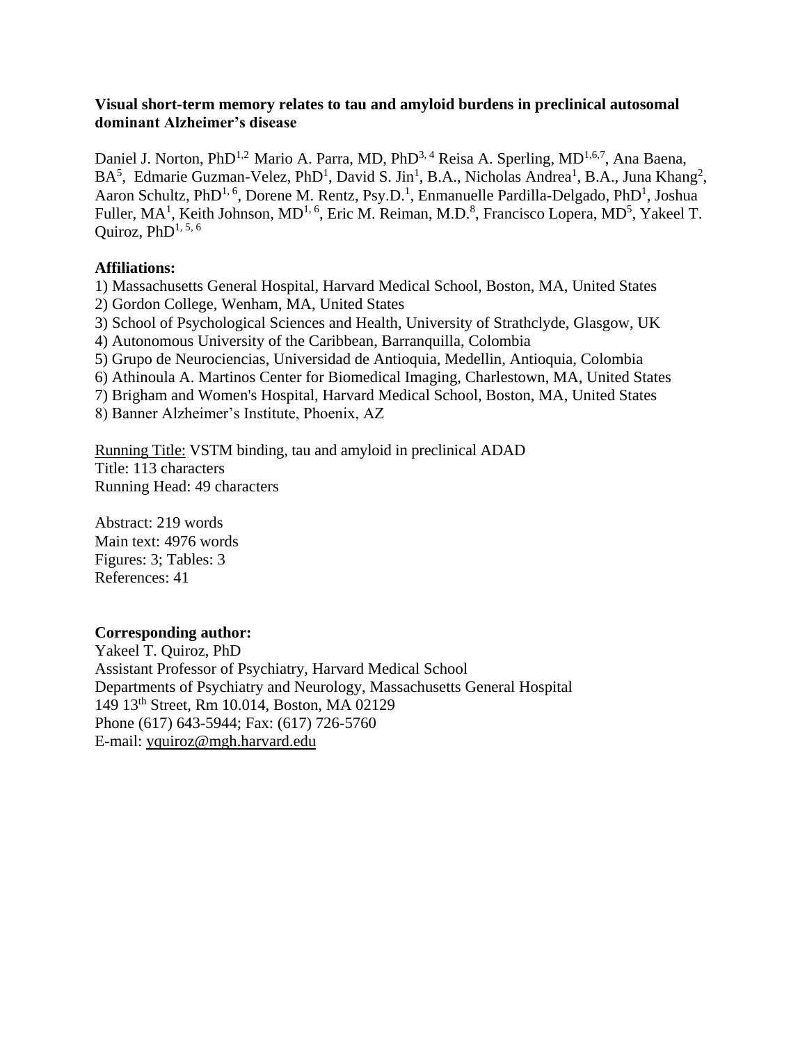**Visual short-term memory relates to tau and amyloid burdens in preclinical autosomal dominant Alzheimer's disease**

Daniel J. Norton, PhD[1,2] Mario A. Parra, MD, PhD[3, 4] Reisa A. Sperling, MD[1,6,7], Ana Baena, BA[5], Edmarie Guzman-Velez, PhD[1], David S. Jin[1], B.A., Nicholas Andrea[1], B.A., Juna Khang[2], Aaron Schultz, PhD[1, 6], Dorene M. Rentz, Psy.D.[1], Enmanuelle Pardilla-Delgado, PhD[1], Joshua Fuller, MA[1], Keith Johnson, MD[1, 6], Eric M. Reiman, M.D.[8], Francisco Lopera, MD[5], Yakeel T. Quiroz, PhD[1, 5, 6]

**Affiliations:**

1) Massachusetts General Hospital, Harvard Medical School, Boston, MA, United States
2) Gordon College, Wenham, MA, United States
3) School of Psychological Sciences and Health, University of Strathclyde, Glasgow, UK
4) Autonomous University of the Caribbean, Barranquilla, Colombia
5) Grupo de Neurociencias, Universidad de Antioquia, Medellin, Antioquia, Colombia
6) Athinoula A. Martinos Center for Biomedical Imaging, Charlestown, MA, United States
7) Brigham and Women's Hospital, Harvard Medical School, Boston, MA, United States
8) Banner Alzheimer's Institute, Phoenix, AZ

Running Title: VSTM binding, tau and amyloid in preclinical ADAD
Title: 113 characters
Running Head: 49 characters

Abstract: 219 words
Main text: 4976 words
Figures: 3; Tables: 3
References: 41

**Corresponding author:**
Yakeel T. Quiroz, PhD
Assistant Professor of Psychiatry, Harvard Medical School
Departments of Psychiatry and Neurology, Massachusetts General Hospital
149 13th Street, Rm 10.014, Boston, MA 02129
Phone (617) 643-5944; Fax: (617) 726-5760
E-mail: yquiroz@mgh.harvard.edu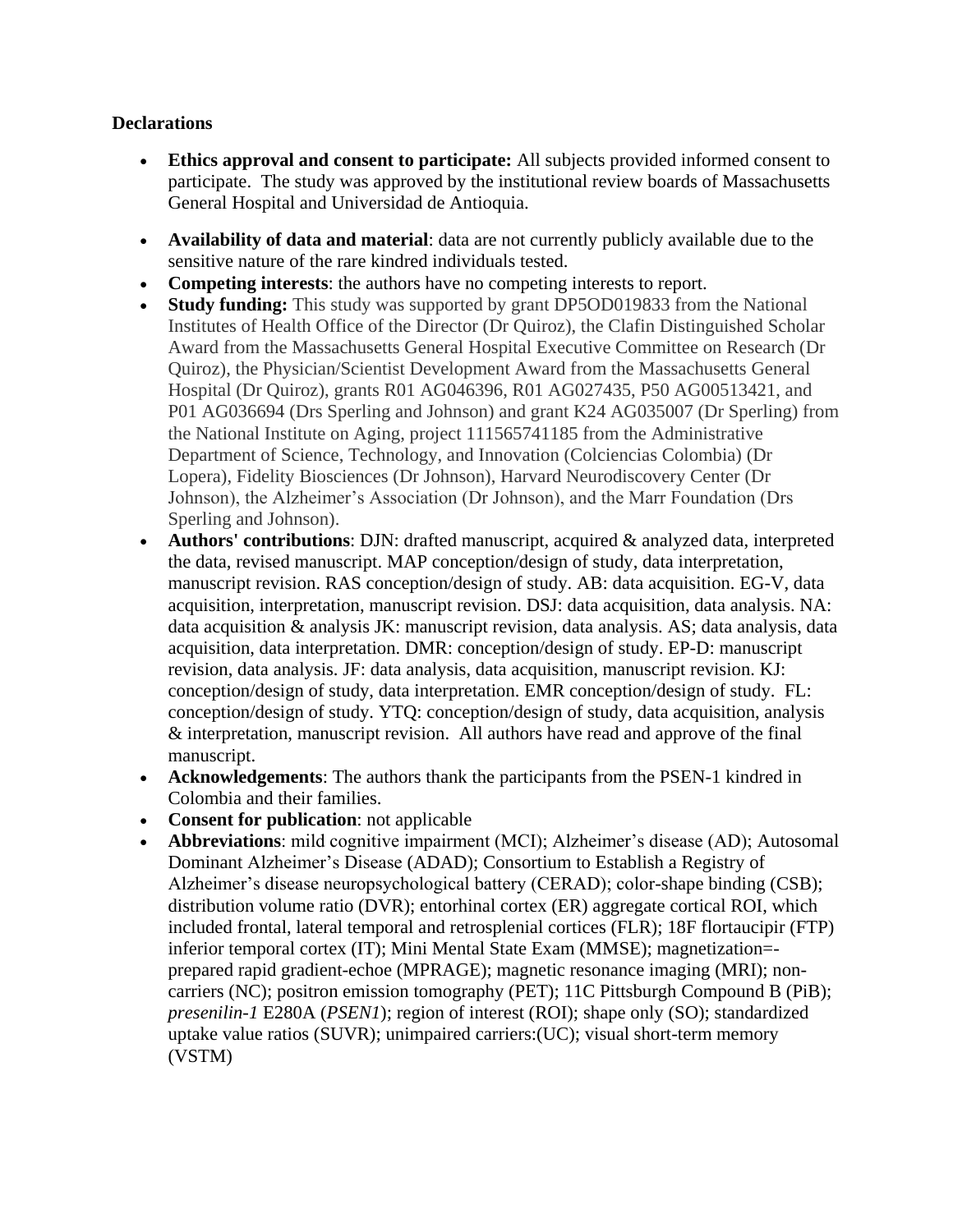**Declarations**

- **Ethics approval and consent to participate:** All subjects provided informed consent to participate. The study was approved by the institutional review boards of Massachusetts General Hospital and Universidad de Antioquia.
- **Availability of data and material**: data are not currently publicly available due to the sensitive nature of the rare kindred individuals tested.
- **Competing interests**: the authors have no competing interests to report.
- **Study funding:** This study was supported by grant DP5OD019833 from the National Institutes of Health Office of the Director (Dr Quiroz), the Clafin Distinguished Scholar Award from the Massachusetts General Hospital Executive Committee on Research (Dr Quiroz), the Physician/Scientist Development Award from the Massachusetts General Hospital (Dr Quiroz), grants R01 AG046396, R01 AG027435, P50 AG00513421, and P01 AG036694 (Drs Sperling and Johnson) and grant K24 AG035007 (Dr Sperling) from the National Institute on Aging, project 111565741185 from the Administrative Department of Science, Technology, and Innovation (Colciencias Colombia) (Dr Lopera), Fidelity Biosciences (Dr Johnson), Harvard Neurodiscovery Center (Dr Johnson), the Alzheimer's Association (Dr Johnson), and the Marr Foundation (Drs Sperling and Johnson).
- **Authors' contributions**: DJN: drafted manuscript, acquired & analyzed data, interpreted the data, revised manuscript. MAP conception/design of study, data interpretation, manuscript revision. RAS conception/design of study. AB: data acquisition. EG-V, data acquisition, interpretation, manuscript revision. DSJ: data acquisition, data analysis. NA: data acquisition & analysis JK: manuscript revision, data analysis. AS; data analysis, data acquisition, data interpretation. DMR: conception/design of study. EP-D: manuscript revision, data analysis. JF: data analysis, data acquisition, manuscript revision. KJ: conception/design of study, data interpretation. EMR conception/design of study. FL: conception/design of study. YTQ: conception/design of study, data acquisition, analysis & interpretation, manuscript revision. All authors have read and approve of the final manuscript.
- **Acknowledgements**: The authors thank the participants from the PSEN-1 kindred in Colombia and their families.
- **Consent for publication**: not applicable
- **Abbreviations**: mild cognitive impairment (MCI); Alzheimer's disease (AD); Autosomal Dominant Alzheimer's Disease (ADAD); Consortium to Establish a Registry of Alzheimer's disease neuropsychological battery (CERAD); color-shape binding (CSB); distribution volume ratio (DVR); entorhinal cortex (ER) aggregate cortical ROI, which included frontal, lateral temporal and retrosplenial cortices (FLR); 18F flortaucipir (FTP) inferior temporal cortex (IT); Mini Mental State Exam (MMSE); magnetization=-prepared rapid gradient-echoe (MPRAGE); magnetic resonance imaging (MRI); non-carriers (NC); positron emission tomography (PET); 11C Pittsburgh Compound B (PiB); *presenilin-1* E280A (*PSEN1*); region of interest (ROI); shape only (SO); standardized uptake value ratios (SUVR); unimpaired carriers:(UC); visual short-term memory (VSTM)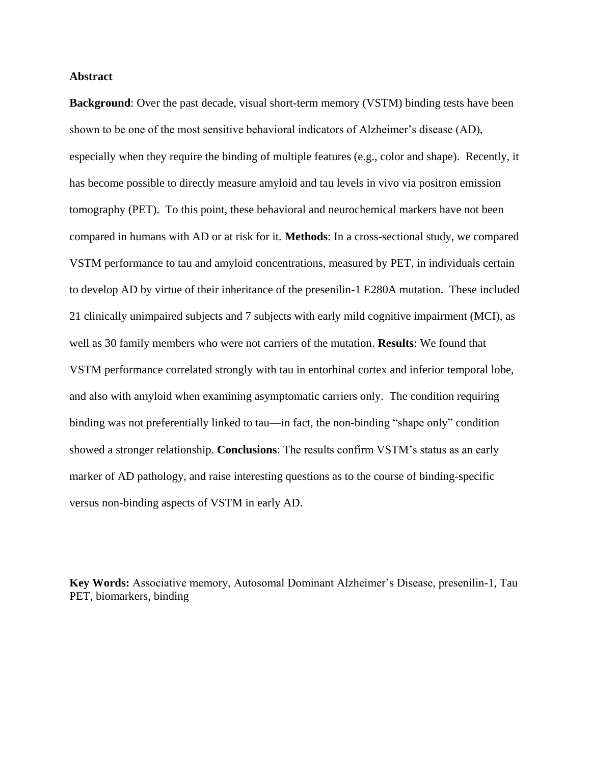## Abstract

**Background**: Over the past decade, visual short-term memory (VSTM) binding tests have been shown to be one of the most sensitive behavioral indicators of Alzheimer's disease (AD), especially when they require the binding of multiple features (e.g., color and shape). Recently, it has become possible to directly measure amyloid and tau levels in vivo via positron emission tomography (PET). To this point, these behavioral and neurochemical markers have not been compared in humans with AD or at risk for it. **Methods**: In a cross-sectional study, we compared VSTM performance to tau and amyloid concentrations, measured by PET, in individuals certain to develop AD by virtue of their inheritance of the presenilin-1 E280A mutation. These included 21 clinically unimpaired subjects and 7 subjects with early mild cognitive impairment (MCI), as well as 30 family members who were not carriers of the mutation. **Results**: We found that VSTM performance correlated strongly with tau in entorhinal cortex and inferior temporal lobe, and also with amyloid when examining asymptomatic carriers only. The condition requiring binding was not preferentially linked to tau—in fact, the non-binding "shape only" condition showed a stronger relationship. **Conclusions**: The results confirm VSTM's status as an early marker of AD pathology, and raise interesting questions as to the course of binding-specific versus non-binding aspects of VSTM in early AD.

**Key Words:** Associative memory, Autosomal Dominant Alzheimer's Disease, presenilin-1, Tau PET, biomarkers, binding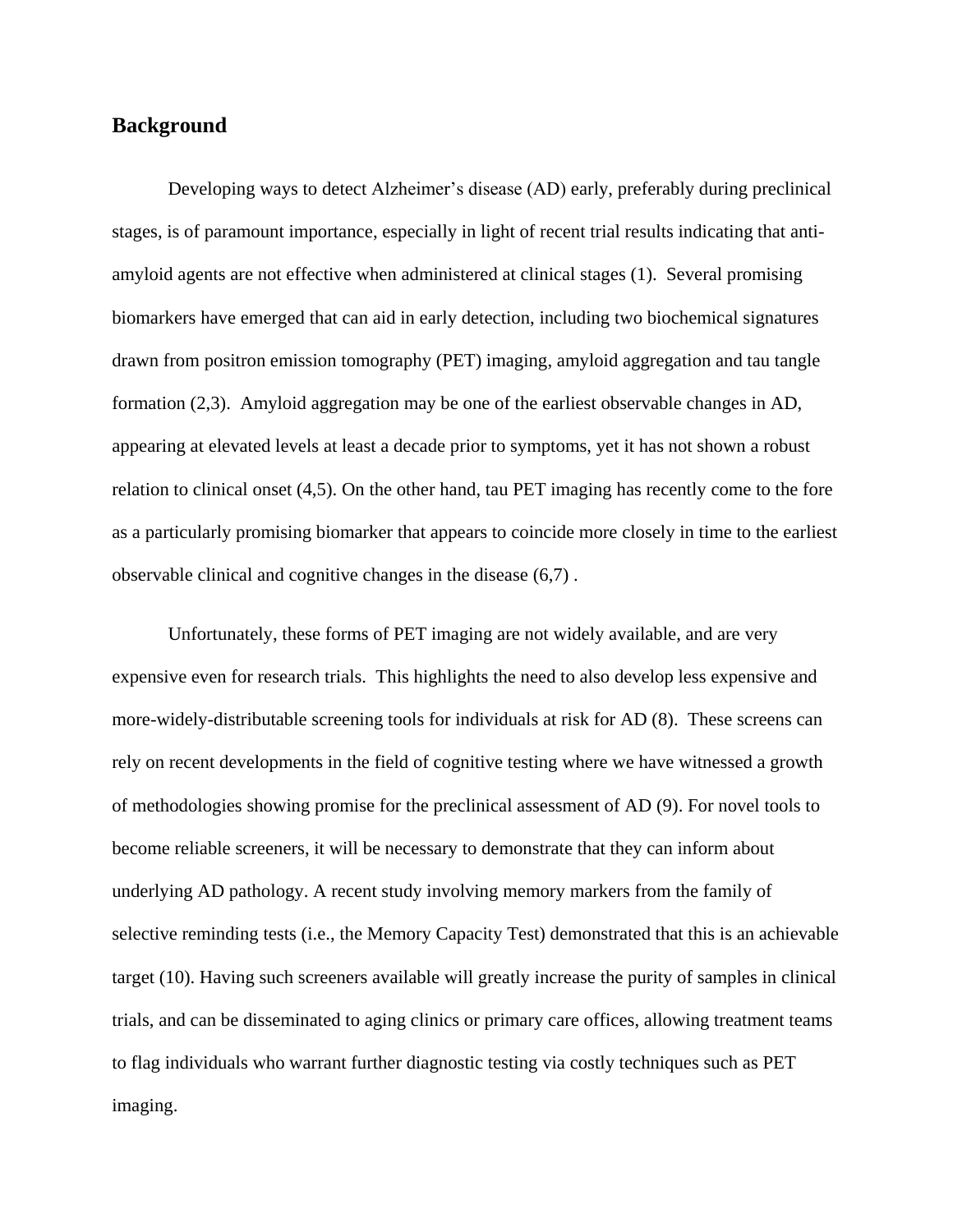## Background

Developing ways to detect Alzheimer's disease (AD) early, preferably during preclinical stages, is of paramount importance, especially in light of recent trial results indicating that anti-amyloid agents are not effective when administered at clinical stages (1). Several promising biomarkers have emerged that can aid in early detection, including two biochemical signatures drawn from positron emission tomography (PET) imaging, amyloid aggregation and tau tangle formation (2,3). Amyloid aggregation may be one of the earliest observable changes in AD, appearing at elevated levels at least a decade prior to symptoms, yet it has not shown a robust relation to clinical onset (4,5). On the other hand, tau PET imaging has recently come to the fore as a particularly promising biomarker that appears to coincide more closely in time to the earliest observable clinical and cognitive changes in the disease (6,7) .

Unfortunately, these forms of PET imaging are not widely available, and are very expensive even for research trials. This highlights the need to also develop less expensive and more-widely-distributable screening tools for individuals at risk for AD (8). These screens can rely on recent developments in the field of cognitive testing where we have witnessed a growth of methodologies showing promise for the preclinical assessment of AD (9). For novel tools to become reliable screeners, it will be necessary to demonstrate that they can inform about underlying AD pathology. A recent study involving memory markers from the family of selective reminding tests (i.e., the Memory Capacity Test) demonstrated that this is an achievable target (10). Having such screeners available will greatly increase the purity of samples in clinical trials, and can be disseminated to aging clinics or primary care offices, allowing treatment teams to flag individuals who warrant further diagnostic testing via costly techniques such as PET imaging.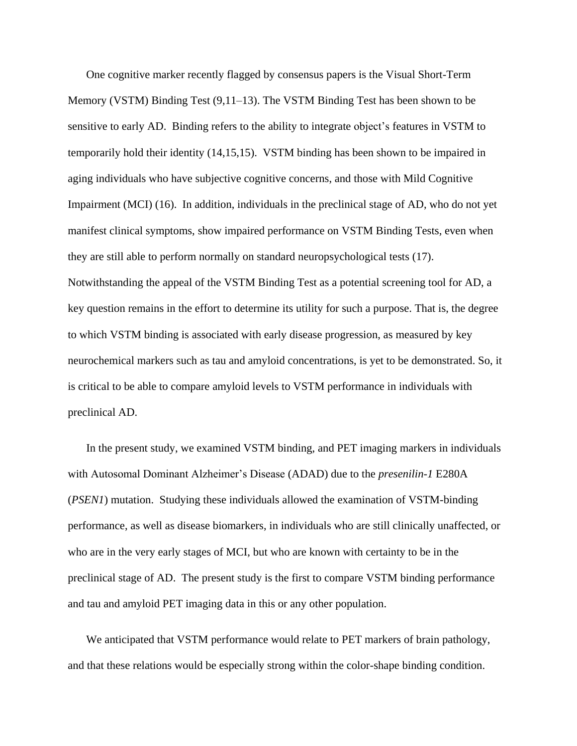One cognitive marker recently flagged by consensus papers is the Visual Short-Term Memory (VSTM) Binding Test (9,11–13). The VSTM Binding Test has been shown to be sensitive to early AD. Binding refers to the ability to integrate object's features in VSTM to temporarily hold their identity (14,15,15). VSTM binding has been shown to be impaired in aging individuals who have subjective cognitive concerns, and those with Mild Cognitive Impairment (MCI) (16). In addition, individuals in the preclinical stage of AD, who do not yet manifest clinical symptoms, show impaired performance on VSTM Binding Tests, even when they are still able to perform normally on standard neuropsychological tests (17). Notwithstanding the appeal of the VSTM Binding Test as a potential screening tool for AD, a key question remains in the effort to determine its utility for such a purpose. That is, the degree to which VSTM binding is associated with early disease progression, as measured by key neurochemical markers such as tau and amyloid concentrations, is yet to be demonstrated. So, it is critical to be able to compare amyloid levels to VSTM performance in individuals with preclinical AD.

In the present study, we examined VSTM binding, and PET imaging markers in individuals with Autosomal Dominant Alzheimer's Disease (ADAD) due to the *presenilin-1* E280A (*PSEN1*) mutation. Studying these individuals allowed the examination of VSTM-binding performance, as well as disease biomarkers, in individuals who are still clinically unaffected, or who are in the very early stages of MCI, but who are known with certainty to be in the preclinical stage of AD. The present study is the first to compare VSTM binding performance and tau and amyloid PET imaging data in this or any other population.

We anticipated that VSTM performance would relate to PET markers of brain pathology, and that these relations would be especially strong within the color-shape binding condition.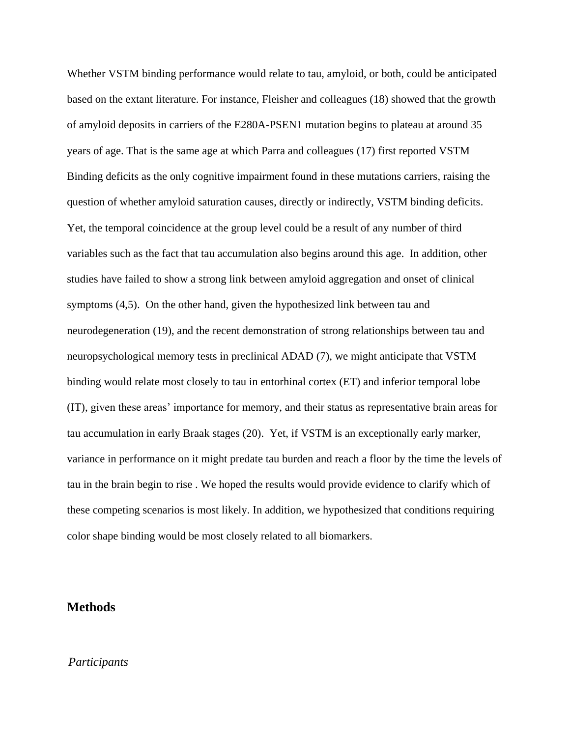Whether VSTM binding performance would relate to tau, amyloid, or both, could be anticipated based on the extant literature. For instance, Fleisher and colleagues (18) showed that the growth of amyloid deposits in carriers of the E280A-PSEN1 mutation begins to plateau at around 35 years of age. That is the same age at which Parra and colleagues (17) first reported VSTM Binding deficits as the only cognitive impairment found in these mutations carriers, raising the question of whether amyloid saturation causes, directly or indirectly, VSTM binding deficits. Yet, the temporal coincidence at the group level could be a result of any number of third variables such as the fact that tau accumulation also begins around this age. In addition, other studies have failed to show a strong link between amyloid aggregation and onset of clinical symptoms (4,5). On the other hand, given the hypothesized link between tau and neurodegeneration (19), and the recent demonstration of strong relationships between tau and neuropsychological memory tests in preclinical ADAD (7), we might anticipate that VSTM binding would relate most closely to tau in entorhinal cortex (ET) and inferior temporal lobe (IT), given these areas' importance for memory, and their status as representative brain areas for tau accumulation in early Braak stages (20). Yet, if VSTM is an exceptionally early marker, variance in performance on it might predate tau burden and reach a floor by the time the levels of tau in the brain begin to rise . We hoped the results would provide evidence to clarify which of these competing scenarios is most likely. In addition, we hypothesized that conditions requiring color shape binding would be most closely related to all biomarkers.

## Methods

### *Participants*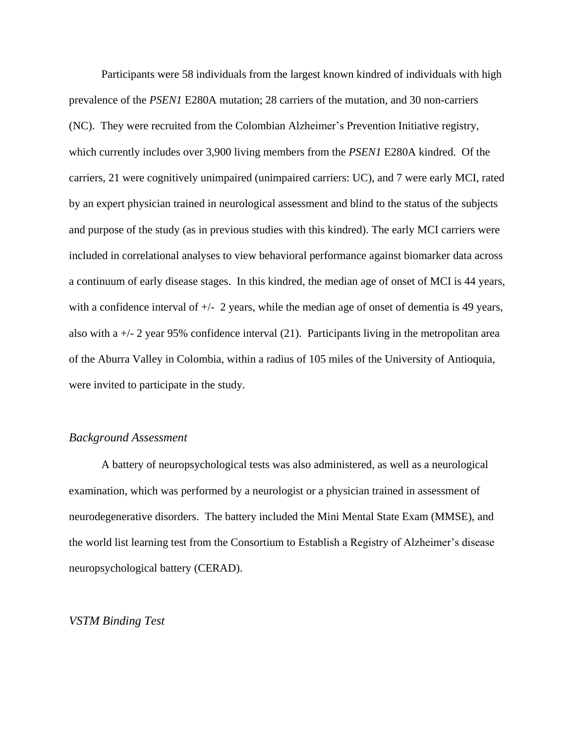Participants were 58 individuals from the largest known kindred of individuals with high prevalence of the *PSEN1* E280A mutation; 28 carriers of the mutation, and 30 non-carriers (NC). They were recruited from the Colombian Alzheimer's Prevention Initiative registry, which currently includes over 3,900 living members from the *PSEN1* E280A kindred. Of the carriers, 21 were cognitively unimpaired (unimpaired carriers: UC), and 7 were early MCI, rated by an expert physician trained in neurological assessment and blind to the status of the subjects and purpose of the study (as in previous studies with this kindred). The early MCI carriers were included in correlational analyses to view behavioral performance against biomarker data across a continuum of early disease stages. In this kindred, the median age of onset of MCI is 44 years, with a confidence interval of +/- 2 years, while the median age of onset of dementia is 49 years, also with a +/- 2 year 95% confidence interval (21). Participants living in the metropolitan area of the Aburra Valley in Colombia, within a radius of 105 miles of the University of Antioquia, were invited to participate in the study.

### *Background Assessment*

A battery of neuropsychological tests was also administered, as well as a neurological examination, which was performed by a neurologist or a physician trained in assessment of neurodegenerative disorders. The battery included the Mini Mental State Exam (MMSE), and the world list learning test from the Consortium to Establish a Registry of Alzheimer's disease neuropsychological battery (CERAD).

### *VSTM Binding Test*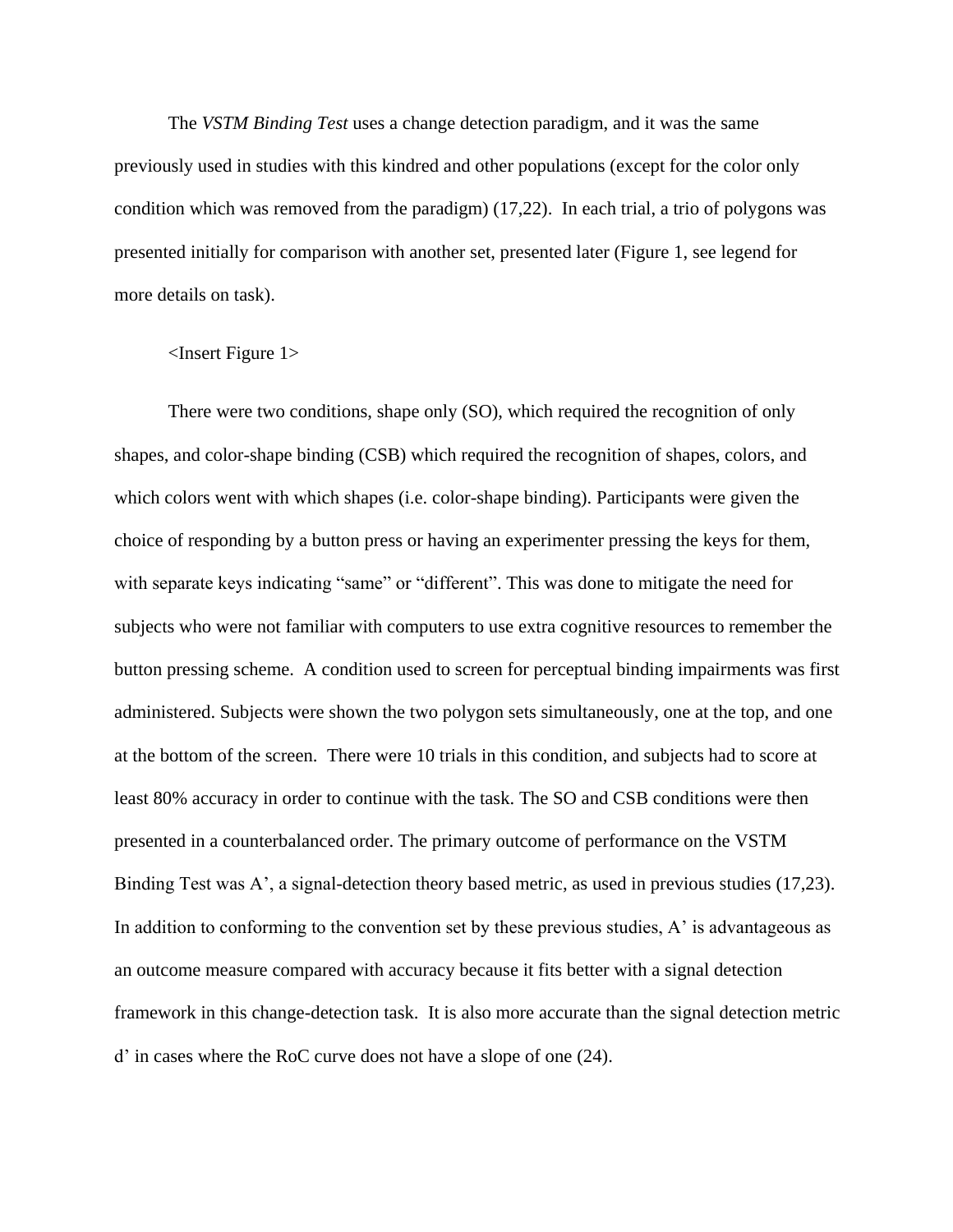The *VSTM Binding Test* uses a change detection paradigm, and it was the same previously used in studies with this kindred and other populations (except for the color only condition which was removed from the paradigm) (17,22). In each trial, a trio of polygons was presented initially for comparison with another set, presented later (Figure 1, see legend for more details on task).

<Insert Figure 1>

There were two conditions, shape only (SO), which required the recognition of only shapes, and color-shape binding (CSB) which required the recognition of shapes, colors, and which colors went with which shapes (i.e. color-shape binding). Participants were given the choice of responding by a button press or having an experimenter pressing the keys for them, with separate keys indicating "same" or "different". This was done to mitigate the need for subjects who were not familiar with computers to use extra cognitive resources to remember the button pressing scheme. A condition used to screen for perceptual binding impairments was first administered. Subjects were shown the two polygon sets simultaneously, one at the top, and one at the bottom of the screen. There were 10 trials in this condition, and subjects had to score at least 80% accuracy in order to continue with the task. The SO and CSB conditions were then presented in a counterbalanced order. The primary outcome of performance on the VSTM Binding Test was A', a signal-detection theory based metric, as used in previous studies (17,23). In addition to conforming to the convention set by these previous studies, A' is advantageous as an outcome measure compared with accuracy because it fits better with a signal detection framework in this change-detection task. It is also more accurate than the signal detection metric d' in cases where the RoC curve does not have a slope of one (24).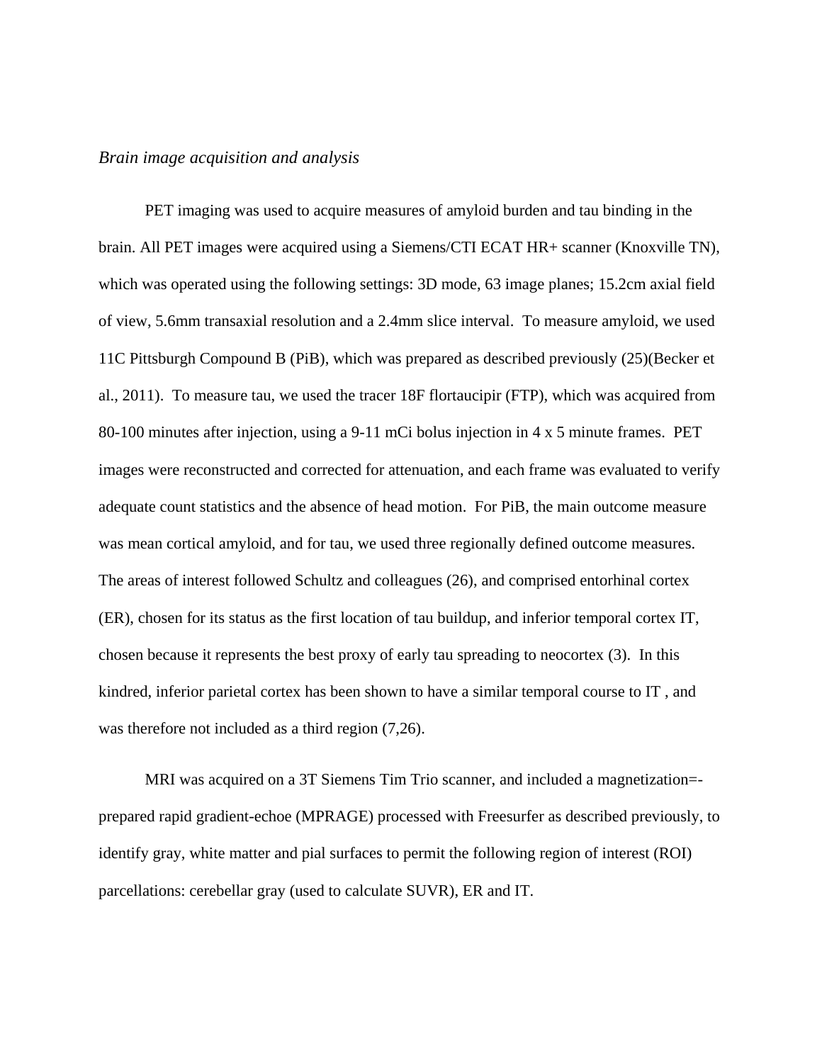*Brain image acquisition and analysis*

PET imaging was used to acquire measures of amyloid burden and tau binding in the brain. All PET images were acquired using a Siemens/CTI ECAT HR+ scanner (Knoxville TN), which was operated using the following settings: 3D mode, 63 image planes; 15.2cm axial field of view, 5.6mm transaxial resolution and a 2.4mm slice interval. To measure amyloid, we used 11C Pittsburgh Compound B (PiB), which was prepared as described previously (25)(Becker et al., 2011). To measure tau, we used the tracer 18F flortaucipir (FTP), which was acquired from 80-100 minutes after injection, using a 9-11 mCi bolus injection in 4 x 5 minute frames. PET images were reconstructed and corrected for attenuation, and each frame was evaluated to verify adequate count statistics and the absence of head motion. For PiB, the main outcome measure was mean cortical amyloid, and for tau, we used three regionally defined outcome measures. The areas of interest followed Schultz and colleagues (26), and comprised entorhinal cortex (ER), chosen for its status as the first location of tau buildup, and inferior temporal cortex IT, chosen because it represents the best proxy of early tau spreading to neocortex (3). In this kindred, inferior parietal cortex has been shown to have a similar temporal course to IT , and was therefore not included as a third region (7,26).

MRI was acquired on a 3T Siemens Tim Trio scanner, and included a magnetization=-prepared rapid gradient-echoe (MPRAGE) processed with Freesurfer as described previously, to identify gray, white matter and pial surfaces to permit the following region of interest (ROI) parcellations: cerebellar gray (used to calculate SUVR), ER and IT.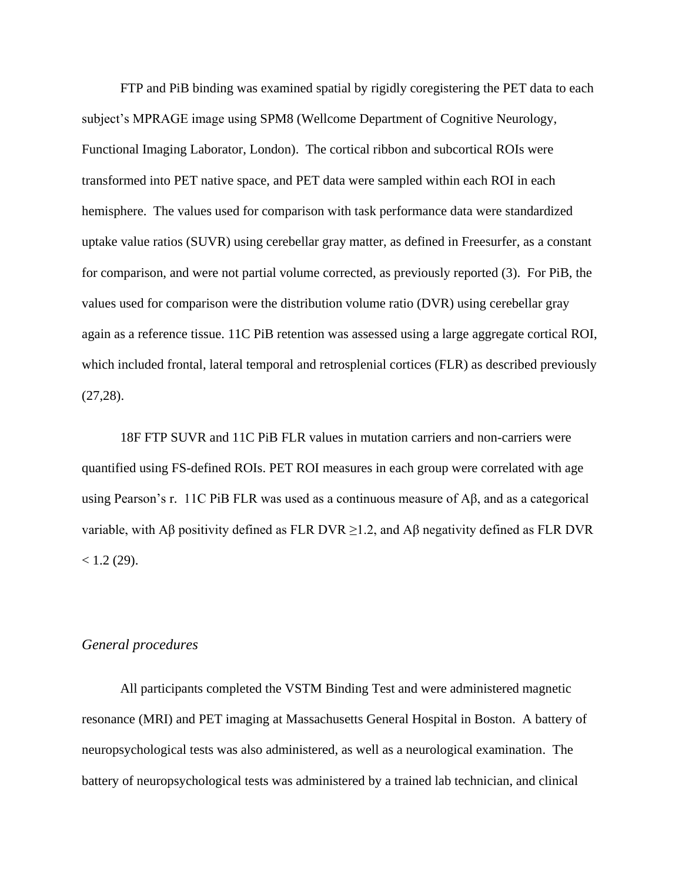FTP and PiB binding was examined spatial by rigidly coregistering the PET data to each subject's MPRAGE image using SPM8 (Wellcome Department of Cognitive Neurology, Functional Imaging Laborator, London). The cortical ribbon and subcortical ROIs were transformed into PET native space, and PET data were sampled within each ROI in each hemisphere. The values used for comparison with task performance data were standardized uptake value ratios (SUVR) using cerebellar gray matter, as defined in Freesurfer, as a constant for comparison, and were not partial volume corrected, as previously reported (3). For PiB, the values used for comparison were the distribution volume ratio (DVR) using cerebellar gray again as a reference tissue. 11C PiB retention was assessed using a large aggregate cortical ROI, which included frontal, lateral temporal and retrosplenial cortices (FLR) as described previously (27,28).

18F FTP SUVR and 11C PiB FLR values in mutation carriers and non-carriers were quantified using FS-defined ROIs. PET ROI measures in each group were correlated with age using Pearson's r. 11C PiB FLR was used as a continuous measure of Aβ, and as a categorical variable, with Aβ positivity defined as FLR DVR $\geq$1.2, and Aβ negativity defined as FLR DVR $< 1.2$ (29).

### *General procedures*

All participants completed the VSTM Binding Test and were administered magnetic resonance (MRI) and PET imaging at Massachusetts General Hospital in Boston. A battery of neuropsychological tests was also administered, as well as a neurological examination. The battery of neuropsychological tests was administered by a trained lab technician, and clinical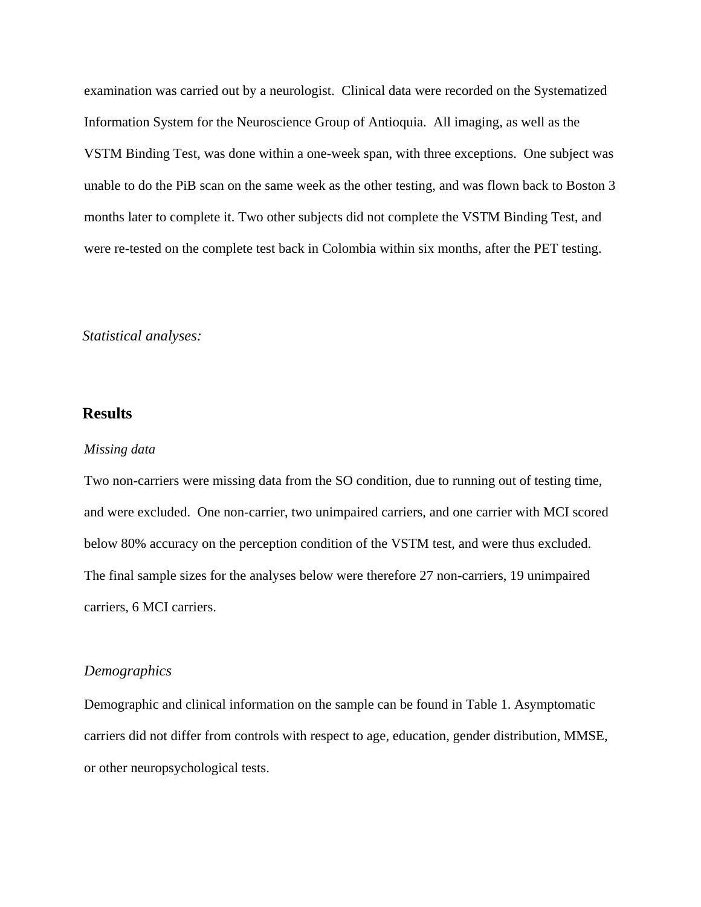examination was carried out by a neurologist.  Clinical data were recorded on the Systematized Information System for the Neuroscience Group of Antioquia.  All imaging, as well as the VSTM Binding Test, was done within a one-week span, with three exceptions.  One subject was unable to do the PiB scan on the same week as the other testing, and was flown back to Boston 3 months later to complete it. Two other subjects did not complete the VSTM Binding Test, and were re-tested on the complete test back in Colombia within six months, after the PET testing.

*Statistical analyses:*

## Results

*Missing data*

Two non-carriers were missing data from the SO condition, due to running out of testing time, and were excluded.  One non-carrier, two unimpaired carriers, and one carrier with MCI scored below 80% accuracy on the perception condition of the VSTM test, and were thus excluded. The final sample sizes for the analyses below were therefore 27 non-carriers, 19 unimpaired carriers, 6 MCI carriers.

*Demographics*

Demographic and clinical information on the sample can be found in Table 1. Asymptomatic carriers did not differ from controls with respect to age, education, gender distribution, MMSE, or other neuropsychological tests.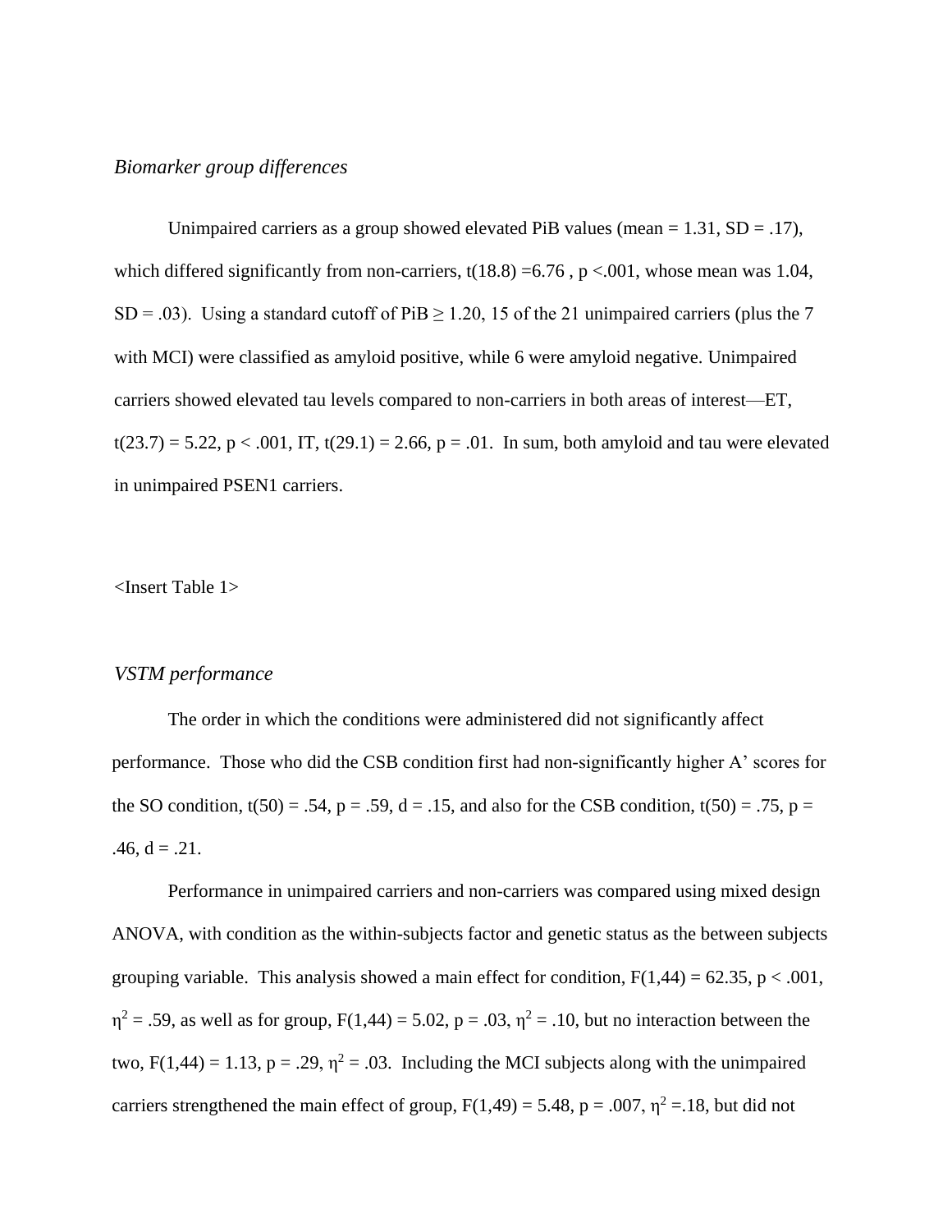*Biomarker group differences*

Unimpaired carriers as a group showed elevated PiB values (mean = 1.31, SD = .17), which differed significantly from non-carriers, $t(18.8) = 6.76$, $p < .001$, whose mean was 1.04, SD = .03). Using a standard cutoff of PiB ≥ 1.20, 15 of the 21 unimpaired carriers (plus the 7 with MCI) were classified as amyloid positive, while 6 were amyloid negative. Unimpaired carriers showed elevated tau levels compared to non-carriers in both areas of interest—ET, $t(23.7) = 5.22$, $p < .001$, IT, $t(29.1) = 2.66$, $p = .01$. In sum, both amyloid and tau were elevated in unimpaired PSEN1 carriers.

<Insert Table 1>

*VSTM performance*

The order in which the conditions were administered did not significantly affect performance. Those who did the CSB condition first had non-significantly higher A' scores for the SO condition, $t(50) = .54$, $p = .59$, $d = .15$, and also for the CSB condition, $t(50) = .75$, $p = .46$, $d = .21$.

Performance in unimpaired carriers and non-carriers was compared using mixed design ANOVA, with condition as the within-subjects factor and genetic status as the between subjects grouping variable. This analysis showed a main effect for condition, $F(1,44) = 62.35$, $p < .001$, $\eta^2 = .59$, as well as for group, $F(1,44) = 5.02$, $p = .03$, $\eta^2 = .10$, but no interaction between the two, $F(1,44) = 1.13$, $p = .29$, $\eta^2 = .03$. Including the MCI subjects along with the unimpaired carriers strengthened the main effect of group, $F(1,49) = 5.48$, $p = .007$, $\eta^2 = .18$, but did not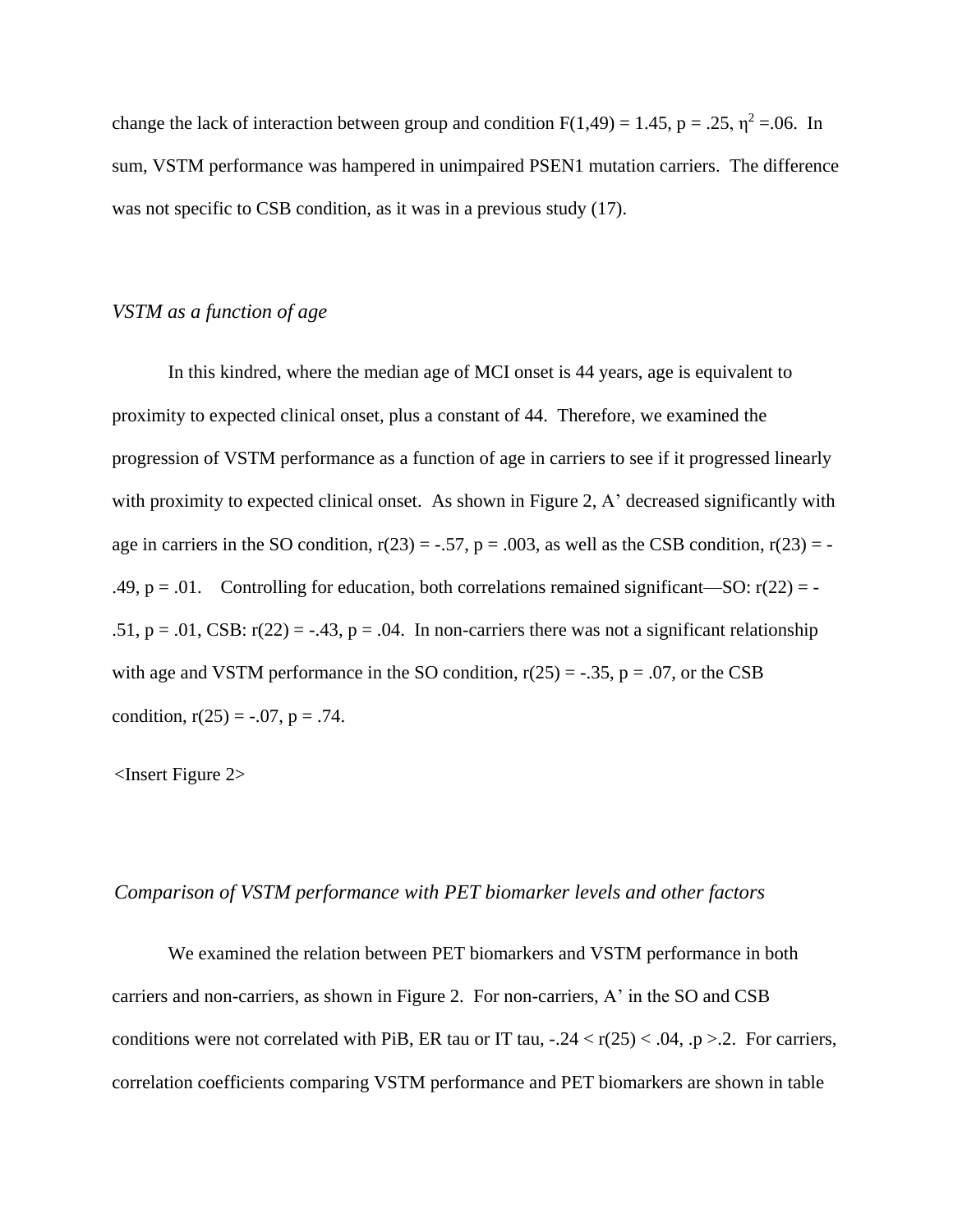change the lack of interaction between group and condition $F(1,49) = 1.45$, $p = .25$, $\eta^2 = .06$. In sum, VSTM performance was hampered in unimpaired PSEN1 mutation carriers. The difference was not specific to CSB condition, as it was in a previous study (17).

*VSTM as a function of age*

In this kindred, where the median age of MCI onset is 44 years, age is equivalent to proximity to expected clinical onset, plus a constant of 44. Therefore, we examined the progression of VSTM performance as a function of age in carriers to see if it progressed linearly with proximity to expected clinical onset. As shown in Figure 2, A' decreased significantly with age in carriers in the SO condition, $r(23) = -.57$, $p = .003$, as well as the CSB condition, $r(23) = -.49$, $p = .01$. Controlling for education, both correlations remained significant—SO: $r(22) = -.51$, $p = .01$, CSB: $r(22) = -.43$, $p = .04$. In non-carriers there was not a significant relationship with age and VSTM performance in the SO condition, $r(25) = -.35$, $p = .07$, or the CSB condition, $r(25) = -.07$, $p = .74$.

<Insert Figure 2>

*Comparison of VSTM performance with PET biomarker levels and other factors*

We examined the relation between PET biomarkers and VSTM performance in both carriers and non-carriers, as shown in Figure 2. For non-carriers, A' in the SO and CSB conditions were not correlated with PiB, ER tau or IT tau, $-.24 < r(25) < .04$, .$p > .2$. For carriers, correlation coefficients comparing VSTM performance and PET biomarkers are shown in table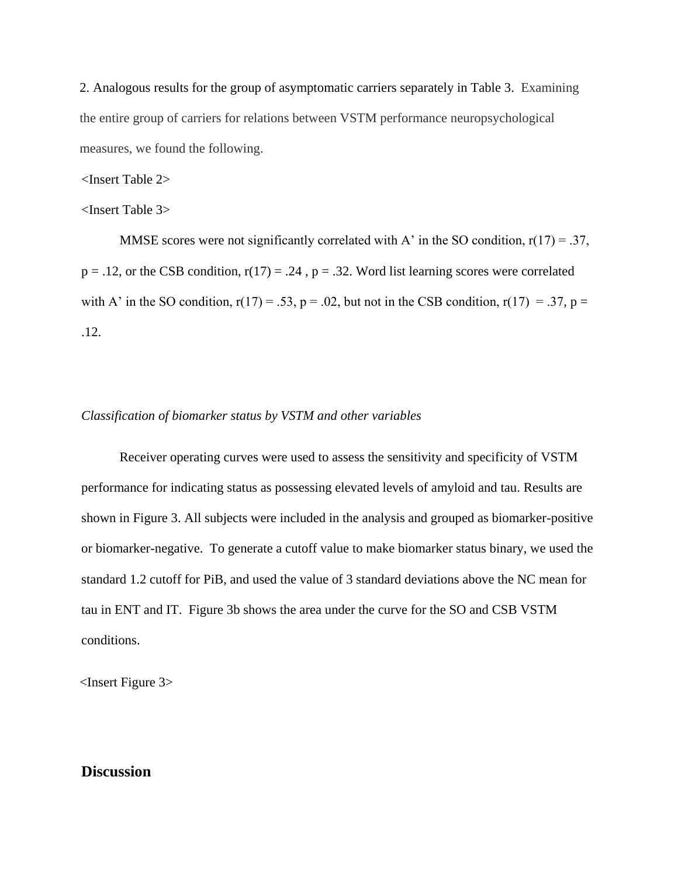2. Analogous results for the group of asymptomatic carriers separately in Table 3. Examining the entire group of carriers for relations between VSTM performance neuropsychological measures, we found the following.

<Insert Table 2>

<Insert Table 3>

MMSE scores were not significantly correlated with A' in the SO condition, $r(17) = .37$, $p = .12$, or the CSB condition, $r(17) = .24$, $p = .32$. Word list learning scores were correlated with A' in the SO condition, $r(17) = .53$, $p = .02$, but not in the CSB condition, $r(17) = .37$, $p = .12$.

*Classification of biomarker status by VSTM and other variables*

Receiver operating curves were used to assess the sensitivity and specificity of VSTM performance for indicating status as possessing elevated levels of amyloid and tau. Results are shown in Figure 3. All subjects were included in the analysis and grouped as biomarker-positive or biomarker-negative. To generate a cutoff value to make biomarker status binary, we used the standard 1.2 cutoff for PiB, and used the value of 3 standard deviations above the NC mean for tau in ENT and IT. Figure 3b shows the area under the curve for the SO and CSB VSTM conditions.

<Insert Figure 3>

## Discussion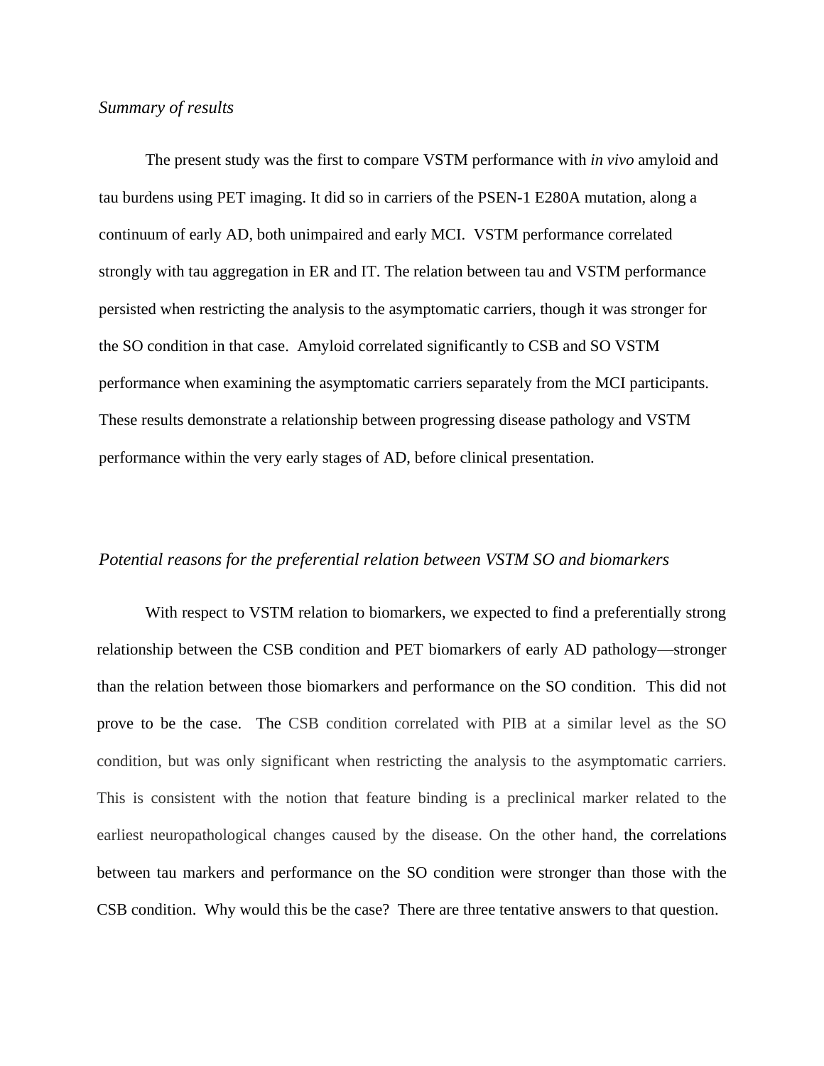*Summary of results*

The present study was the first to compare VSTM performance with *in vivo* amyloid and tau burdens using PET imaging. It did so in carriers of the PSEN-1 E280A mutation, along a continuum of early AD, both unimpaired and early MCI. VSTM performance correlated strongly with tau aggregation in ER and IT. The relation between tau and VSTM performance persisted when restricting the analysis to the asymptomatic carriers, though it was stronger for the SO condition in that case. Amyloid correlated significantly to CSB and SO VSTM performance when examining the asymptomatic carriers separately from the MCI participants. These results demonstrate a relationship between progressing disease pathology and VSTM performance within the very early stages of AD, before clinical presentation.

*Potential reasons for the preferential relation between VSTM SO and biomarkers*

With respect to VSTM relation to biomarkers, we expected to find a preferentially strong relationship between the CSB condition and PET biomarkers of early AD pathology—stronger than the relation between those biomarkers and performance on the SO condition. This did not prove to be the case. The CSB condition correlated with PIB at a similar level as the SO condition, but was only significant when restricting the analysis to the asymptomatic carriers. This is consistent with the notion that feature binding is a preclinical marker related to the earliest neuropathological changes caused by the disease. On the other hand, the correlations between tau markers and performance on the SO condition were stronger than those with the CSB condition. Why would this be the case? There are three tentative answers to that question.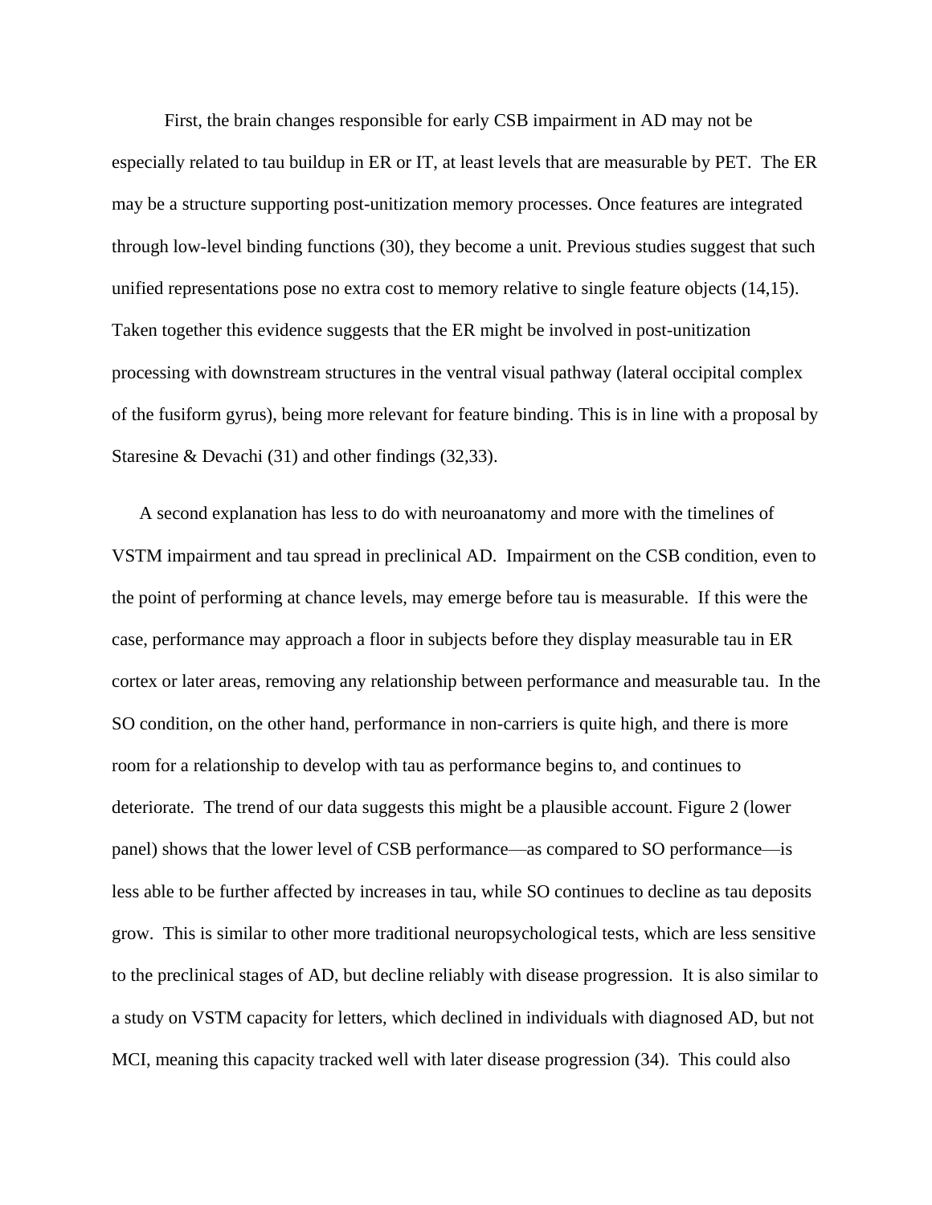First, the brain changes responsible for early CSB impairment in AD may not be especially related to tau buildup in ER or IT, at least levels that are measurable by PET. The ER may be a structure supporting post-unitization memory processes. Once features are integrated through low-level binding functions (30), they become a unit. Previous studies suggest that such unified representations pose no extra cost to memory relative to single feature objects (14,15). Taken together this evidence suggests that the ER might be involved in post-unitization processing with downstream structures in the ventral visual pathway (lateral occipital complex of the fusiform gyrus), being more relevant for feature binding. This is in line with a proposal by Staresine & Devachi (31) and other findings (32,33).

A second explanation has less to do with neuroanatomy and more with the timelines of VSTM impairment and tau spread in preclinical AD. Impairment on the CSB condition, even to the point of performing at chance levels, may emerge before tau is measurable. If this were the case, performance may approach a floor in subjects before they display measurable tau in ER cortex or later areas, removing any relationship between performance and measurable tau. In the SO condition, on the other hand, performance in non-carriers is quite high, and there is more room for a relationship to develop with tau as performance begins to, and continues to deteriorate. The trend of our data suggests this might be a plausible account. Figure 2 (lower panel) shows that the lower level of CSB performance—as compared to SO performance—is less able to be further affected by increases in tau, while SO continues to decline as tau deposits grow. This is similar to other more traditional neuropsychological tests, which are less sensitive to the preclinical stages of AD, but decline reliably with disease progression. It is also similar to a study on VSTM capacity for letters, which declined in individuals with diagnosed AD, but not MCI, meaning this capacity tracked well with later disease progression (34). This could also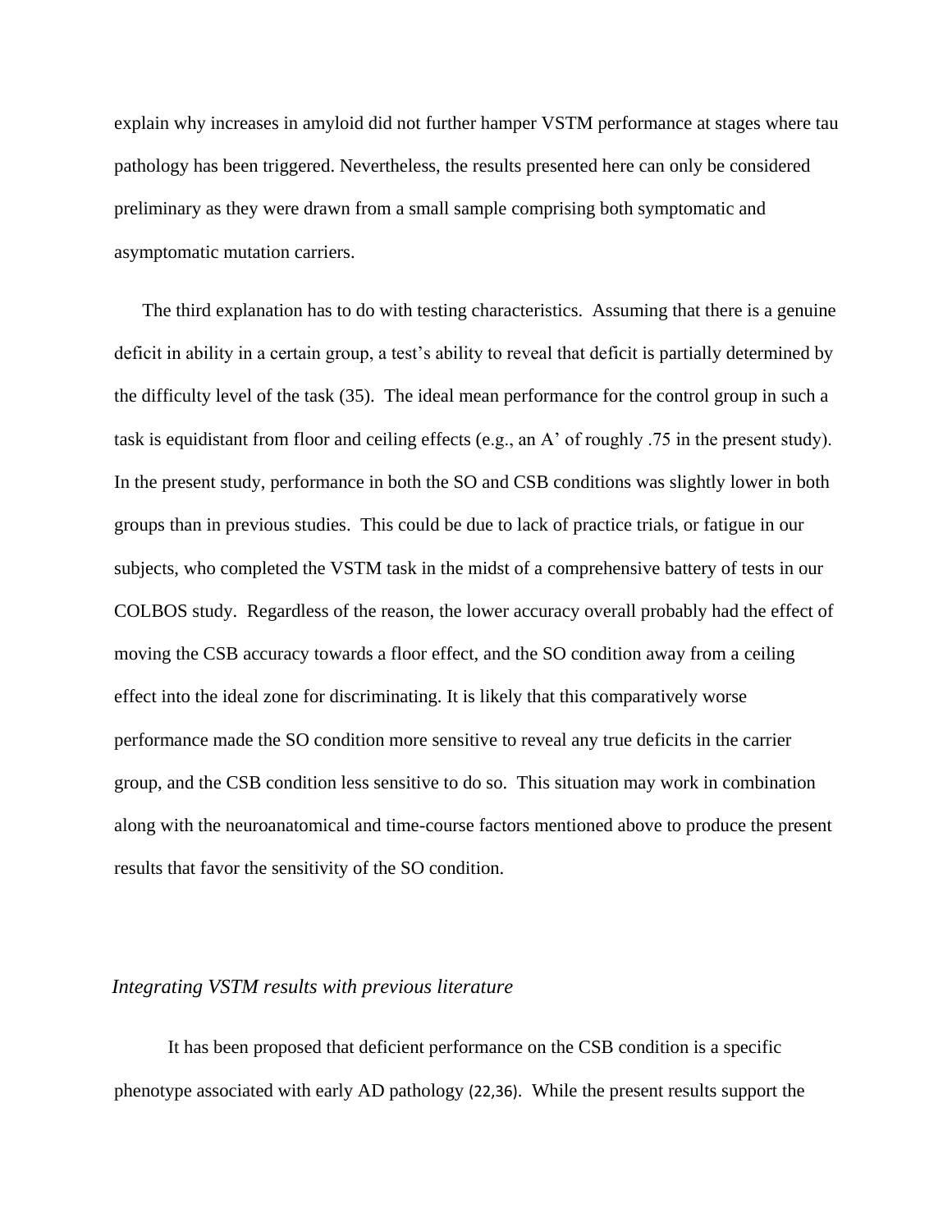explain why increases in amyloid did not further hamper VSTM performance at stages where tau pathology has been triggered. Nevertheless, the results presented here can only be considered preliminary as they were drawn from a small sample comprising both symptomatic and asymptomatic mutation carriers.

The third explanation has to do with testing characteristics. Assuming that there is a genuine deficit in ability in a certain group, a test's ability to reveal that deficit is partially determined by the difficulty level of the task (35). The ideal mean performance for the control group in such a task is equidistant from floor and ceiling effects (e.g., an A' of roughly .75 in the present study). In the present study, performance in both the SO and CSB conditions was slightly lower in both groups than in previous studies. This could be due to lack of practice trials, or fatigue in our subjects, who completed the VSTM task in the midst of a comprehensive battery of tests in our COLBOS study. Regardless of the reason, the lower accuracy overall probably had the effect of moving the CSB accuracy towards a floor effect, and the SO condition away from a ceiling effect into the ideal zone for discriminating. It is likely that this comparatively worse performance made the SO condition more sensitive to reveal any true deficits in the carrier group, and the CSB condition less sensitive to do so. This situation may work in combination along with the neuroanatomical and time-course factors mentioned above to produce the present results that favor the sensitivity of the SO condition.

### *Integrating VSTM results with previous literature*

It has been proposed that deficient performance on the CSB condition is a specific phenotype associated with early AD pathology (22,36). While the present results support the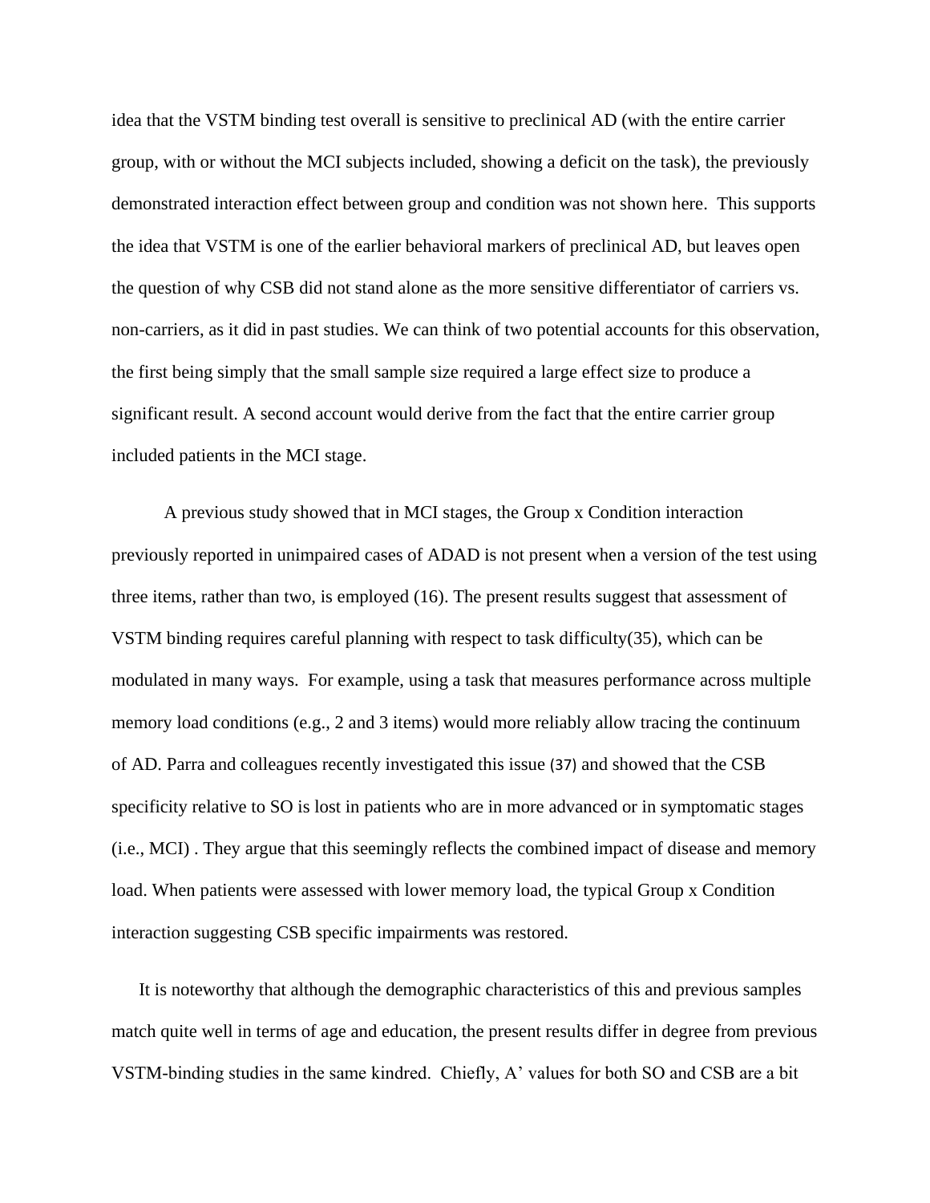idea that the VSTM binding test overall is sensitive to preclinical AD (with the entire carrier group, with or without the MCI subjects included, showing a deficit on the task), the previously demonstrated interaction effect between group and condition was not shown here. This supports the idea that VSTM is one of the earlier behavioral markers of preclinical AD, but leaves open the question of why CSB did not stand alone as the more sensitive differentiator of carriers vs. non-carriers, as it did in past studies. We can think of two potential accounts for this observation, the first being simply that the small sample size required a large effect size to produce a significant result. A second account would derive from the fact that the entire carrier group included patients in the MCI stage.

A previous study showed that in MCI stages, the Group x Condition interaction previously reported in unimpaired cases of ADAD is not present when a version of the test using three items, rather than two, is employed (16). The present results suggest that assessment of VSTM binding requires careful planning with respect to task difficulty(35), which can be modulated in many ways. For example, using a task that measures performance across multiple memory load conditions (e.g., 2 and 3 items) would more reliably allow tracing the continuum of AD. Parra and colleagues recently investigated this issue (37) and showed that the CSB specificity relative to SO is lost in patients who are in more advanced or in symptomatic stages (i.e., MCI) . They argue that this seemingly reflects the combined impact of disease and memory load. When patients were assessed with lower memory load, the typical Group x Condition interaction suggesting CSB specific impairments was restored.

It is noteworthy that although the demographic characteristics of this and previous samples match quite well in terms of age and education, the present results differ in degree from previous VSTM-binding studies in the same kindred. Chiefly, A' values for both SO and CSB are a bit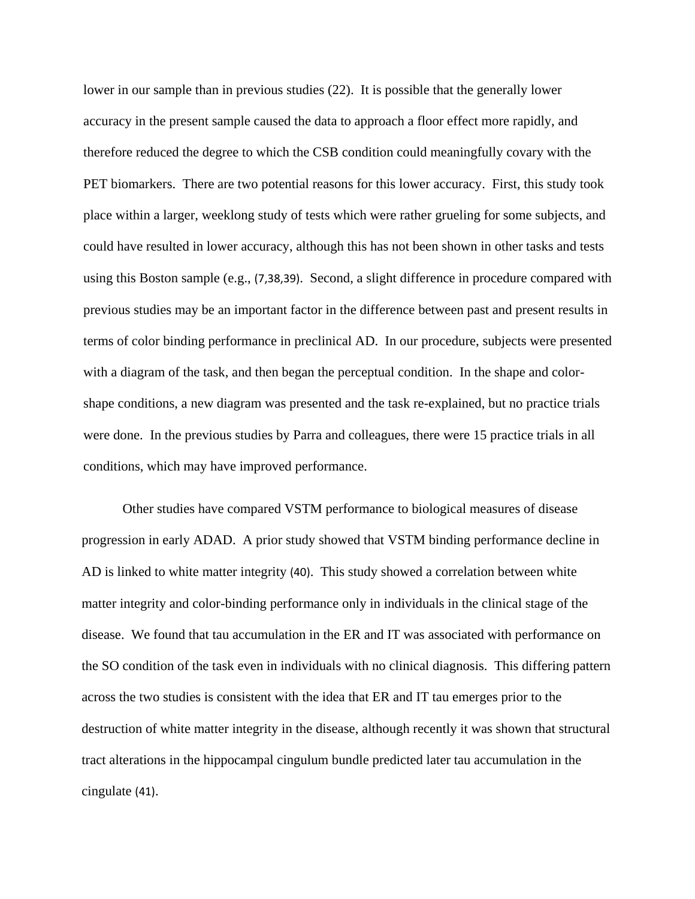lower in our sample than in previous studies (22). It is possible that the generally lower accuracy in the present sample caused the data to approach a floor effect more rapidly, and therefore reduced the degree to which the CSB condition could meaningfully covary with the PET biomarkers. There are two potential reasons for this lower accuracy. First, this study took place within a larger, weeklong study of tests which were rather grueling for some subjects, and could have resulted in lower accuracy, although this has not been shown in other tasks and tests using this Boston sample (e.g., (7,38,39). Second, a slight difference in procedure compared with previous studies may be an important factor in the difference between past and present results in terms of color binding performance in preclinical AD. In our procedure, subjects were presented with a diagram of the task, and then began the perceptual condition. In the shape and color-shape conditions, a new diagram was presented and the task re-explained, but no practice trials were done. In the previous studies by Parra and colleagues, there were 15 practice trials in all conditions, which may have improved performance.

Other studies have compared VSTM performance to biological measures of disease progression in early ADAD. A prior study showed that VSTM binding performance decline in AD is linked to white matter integrity (40). This study showed a correlation between white matter integrity and color-binding performance only in individuals in the clinical stage of the disease. We found that tau accumulation in the ER and IT was associated with performance on the SO condition of the task even in individuals with no clinical diagnosis. This differing pattern across the two studies is consistent with the idea that ER and IT tau emerges prior to the destruction of white matter integrity in the disease, although recently it was shown that structural tract alterations in the hippocampal cingulum bundle predicted later tau accumulation in the cingulate (41).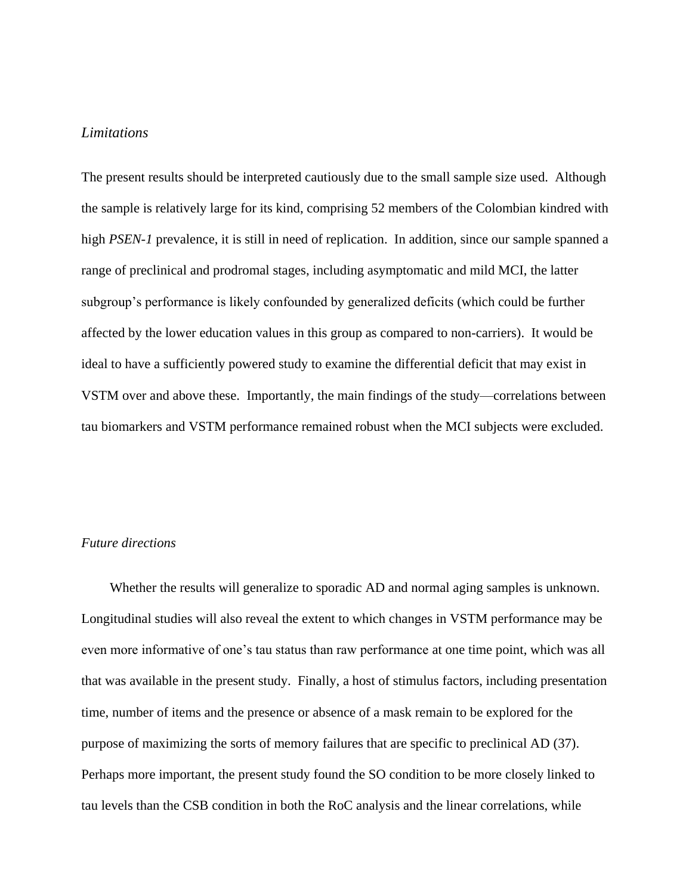*Limitations*

The present results should be interpreted cautiously due to the small sample size used. Although the sample is relatively large for its kind, comprising 52 members of the Colombian kindred with high *PSEN-1* prevalence, it is still in need of replication. In addition, since our sample spanned a range of preclinical and prodromal stages, including asymptomatic and mild MCI, the latter subgroup's performance is likely confounded by generalized deficits (which could be further affected by the lower education values in this group as compared to non-carriers). It would be ideal to have a sufficiently powered study to examine the differential deficit that may exist in VSTM over and above these. Importantly, the main findings of the study—correlations between tau biomarkers and VSTM performance remained robust when the MCI subjects were excluded.

*Future directions*

Whether the results will generalize to sporadic AD and normal aging samples is unknown. Longitudinal studies will also reveal the extent to which changes in VSTM performance may be even more informative of one's tau status than raw performance at one time point, which was all that was available in the present study. Finally, a host of stimulus factors, including presentation time, number of items and the presence or absence of a mask remain to be explored for the purpose of maximizing the sorts of memory failures that are specific to preclinical AD (37). Perhaps more important, the present study found the SO condition to be more closely linked to tau levels than the CSB condition in both the RoC analysis and the linear correlations, while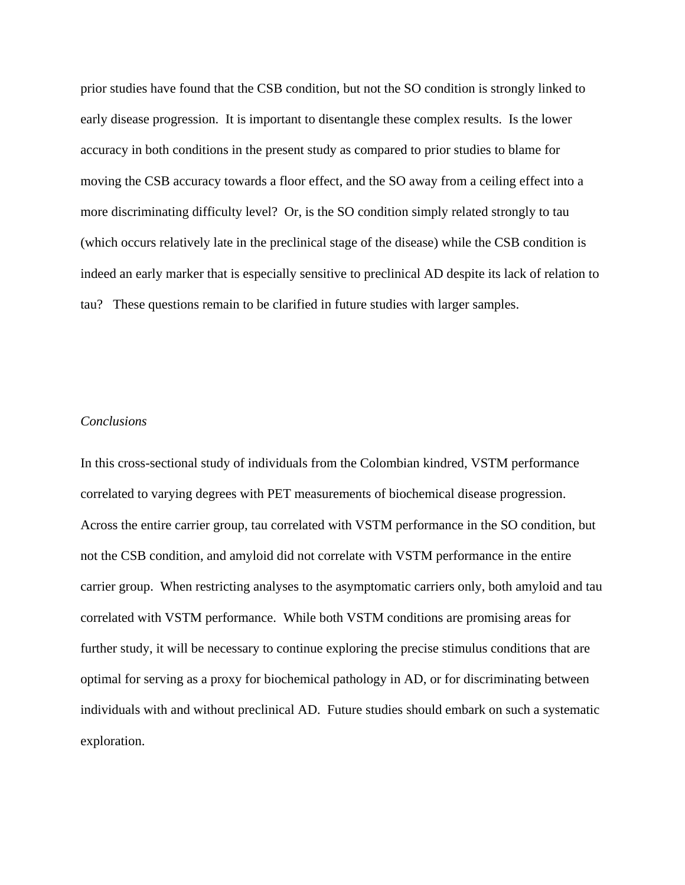prior studies have found that the CSB condition, but not the SO condition is strongly linked to early disease progression. It is important to disentangle these complex results. Is the lower accuracy in both conditions in the present study as compared to prior studies to blame for moving the CSB accuracy towards a floor effect, and the SO away from a ceiling effect into a more discriminating difficulty level? Or, is the SO condition simply related strongly to tau (which occurs relatively late in the preclinical stage of the disease) while the CSB condition is indeed an early marker that is especially sensitive to preclinical AD despite its lack of relation to tau? These questions remain to be clarified in future studies with larger samples.

*Conclusions*

In this cross-sectional study of individuals from the Colombian kindred, VSTM performance correlated to varying degrees with PET measurements of biochemical disease progression. Across the entire carrier group, tau correlated with VSTM performance in the SO condition, but not the CSB condition, and amyloid did not correlate with VSTM performance in the entire carrier group. When restricting analyses to the asymptomatic carriers only, both amyloid and tau correlated with VSTM performance. While both VSTM conditions are promising areas for further study, it will be necessary to continue exploring the precise stimulus conditions that are optimal for serving as a proxy for biochemical pathology in AD, or for discriminating between individuals with and without preclinical AD. Future studies should embark on such a systematic exploration.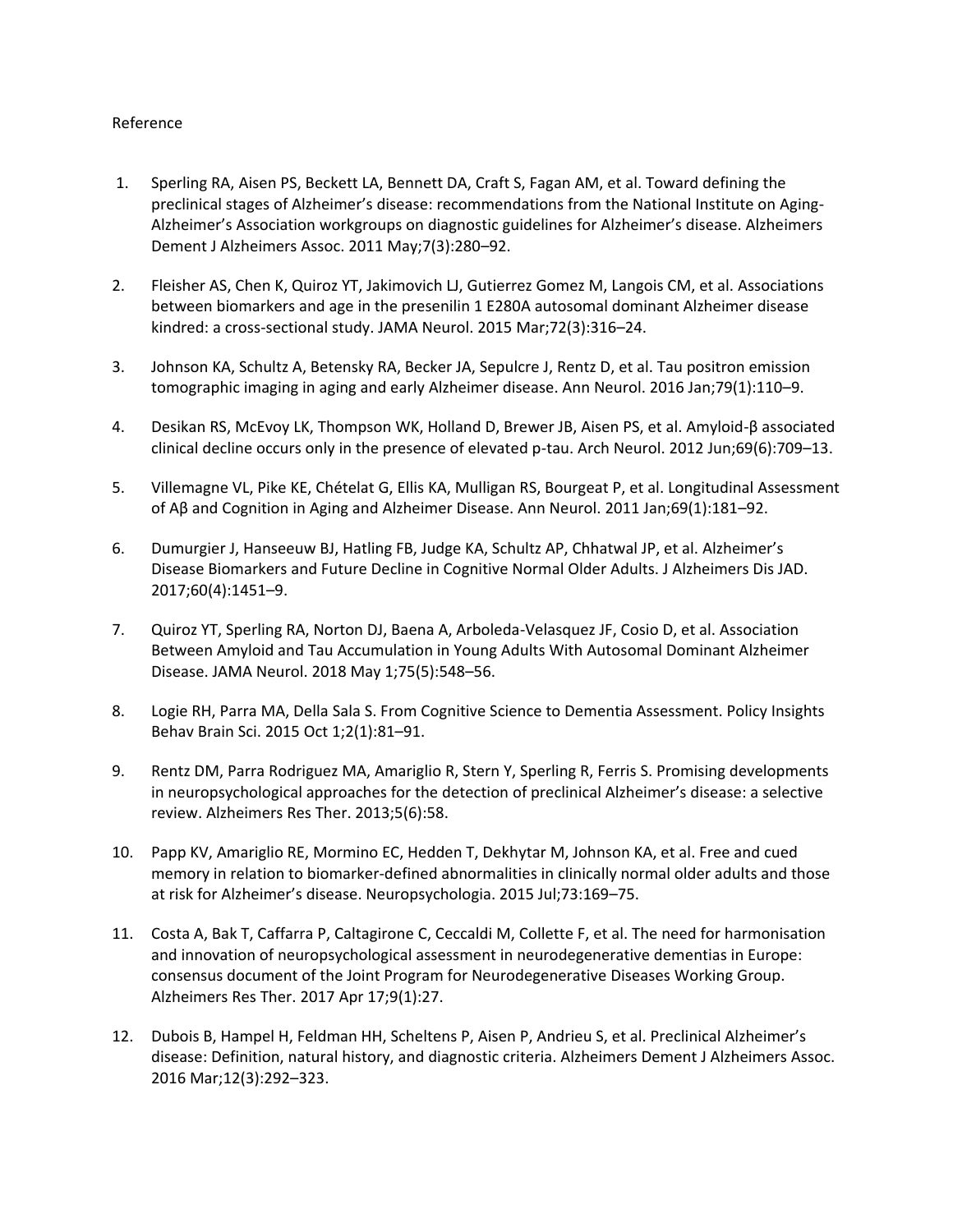Reference

1. Sperling RA, Aisen PS, Beckett LA, Bennett DA, Craft S, Fagan AM, et al. Toward defining the preclinical stages of Alzheimer's disease: recommendations from the National Institute on Aging-Alzheimer's Association workgroups on diagnostic guidelines for Alzheimer's disease. Alzheimers Dement J Alzheimers Assoc. 2011 May;7(3):280–92.

2. Fleisher AS, Chen K, Quiroz YT, Jakimovich LJ, Gutierrez Gomez M, Langois CM, et al. Associations between biomarkers and age in the presenilin 1 E280A autosomal dominant Alzheimer disease kindred: a cross-sectional study. JAMA Neurol. 2015 Mar;72(3):316–24.

3. Johnson KA, Schultz A, Betensky RA, Becker JA, Sepulcre J, Rentz D, et al. Tau positron emission tomographic imaging in aging and early Alzheimer disease. Ann Neurol. 2016 Jan;79(1):110–9.

4. Desikan RS, McEvoy LK, Thompson WK, Holland D, Brewer JB, Aisen PS, et al. Amyloid-β associated clinical decline occurs only in the presence of elevated p-tau. Arch Neurol. 2012 Jun;69(6):709–13.

5. Villemagne VL, Pike KE, Chételat G, Ellis KA, Mulligan RS, Bourgeat P, et al. Longitudinal Assessment of Aβ and Cognition in Aging and Alzheimer Disease. Ann Neurol. 2011 Jan;69(1):181–92.

6. Dumurgier J, Hanseeuw BJ, Hatling FB, Judge KA, Schultz AP, Chhatwal JP, et al. Alzheimer's Disease Biomarkers and Future Decline in Cognitive Normal Older Adults. J Alzheimers Dis JAD. 2017;60(4):1451–9.

7. Quiroz YT, Sperling RA, Norton DJ, Baena A, Arboleda-Velasquez JF, Cosio D, et al. Association Between Amyloid and Tau Accumulation in Young Adults With Autosomal Dominant Alzheimer Disease. JAMA Neurol. 2018 May 1;75(5):548–56.

8. Logie RH, Parra MA, Della Sala S. From Cognitive Science to Dementia Assessment. Policy Insights Behav Brain Sci. 2015 Oct 1;2(1):81–91.

9. Rentz DM, Parra Rodriguez MA, Amariglio R, Stern Y, Sperling R, Ferris S. Promising developments in neuropsychological approaches for the detection of preclinical Alzheimer's disease: a selective review. Alzheimers Res Ther. 2013;5(6):58.

10. Papp KV, Amariglio RE, Mormino EC, Hedden T, Dekhytar M, Johnson KA, et al. Free and cued memory in relation to biomarker-defined abnormalities in clinically normal older adults and those at risk for Alzheimer's disease. Neuropsychologia. 2015 Jul;73:169–75.

11. Costa A, Bak T, Caffarra P, Caltagirone C, Ceccaldi M, Collette F, et al. The need for harmonisation and innovation of neuropsychological assessment in neurodegenerative dementias in Europe: consensus document of the Joint Program for Neurodegenerative Diseases Working Group. Alzheimers Res Ther. 2017 Apr 17;9(1):27.

12. Dubois B, Hampel H, Feldman HH, Scheltens P, Aisen P, Andrieu S, et al. Preclinical Alzheimer's disease: Definition, natural history, and diagnostic criteria. Alzheimers Dement J Alzheimers Assoc. 2016 Mar;12(3):292–323.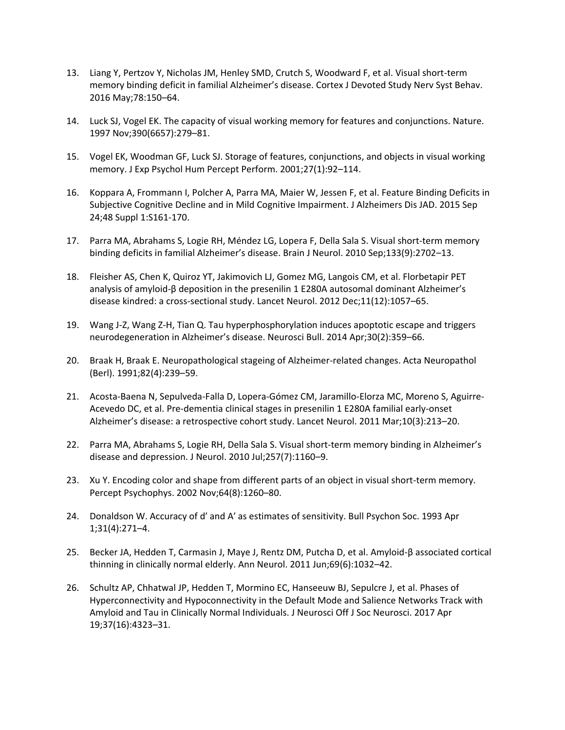13. Liang Y, Pertzov Y, Nicholas JM, Henley SMD, Crutch S, Woodward F, et al. Visual short-term memory binding deficit in familial Alzheimer's disease. Cortex J Devoted Study Nerv Syst Behav. 2016 May;78:150–64.

14. Luck SJ, Vogel EK. The capacity of visual working memory for features and conjunctions. Nature. 1997 Nov;390(6657):279–81.

15. Vogel EK, Woodman GF, Luck SJ. Storage of features, conjunctions, and objects in visual working memory. J Exp Psychol Hum Percept Perform. 2001;27(1):92–114.

16. Koppara A, Frommann I, Polcher A, Parra MA, Maier W, Jessen F, et al. Feature Binding Deficits in Subjective Cognitive Decline and in Mild Cognitive Impairment. J Alzheimers Dis JAD. 2015 Sep 24;48 Suppl 1:S161-170.

17. Parra MA, Abrahams S, Logie RH, Méndez LG, Lopera F, Della Sala S. Visual short-term memory binding deficits in familial Alzheimer's disease. Brain J Neurol. 2010 Sep;133(9):2702–13.

18. Fleisher AS, Chen K, Quiroz YT, Jakimovich LJ, Gomez MG, Langois CM, et al. Florbetapir PET analysis of amyloid-β deposition in the presenilin 1 E280A autosomal dominant Alzheimer's disease kindred: a cross-sectional study. Lancet Neurol. 2012 Dec;11(12):1057–65.

19. Wang J-Z, Wang Z-H, Tian Q. Tau hyperphosphorylation induces apoptotic escape and triggers neurodegeneration in Alzheimer's disease. Neurosci Bull. 2014 Apr;30(2):359–66.

20. Braak H, Braak E. Neuropathological stageing of Alzheimer-related changes. Acta Neuropathol (Berl). 1991;82(4):239–59.

21. Acosta-Baena N, Sepulveda-Falla D, Lopera-Gómez CM, Jaramillo-Elorza MC, Moreno S, Aguirre-Acevedo DC, et al. Pre-dementia clinical stages in presenilin 1 E280A familial early-onset Alzheimer's disease: a retrospective cohort study. Lancet Neurol. 2011 Mar;10(3):213–20.

22. Parra MA, Abrahams S, Logie RH, Della Sala S. Visual short-term memory binding in Alzheimer's disease and depression. J Neurol. 2010 Jul;257(7):1160–9.

23. Xu Y. Encoding color and shape from different parts of an object in visual short-term memory. Percept Psychophys. 2002 Nov;64(8):1260–80.

24. Donaldson W. Accuracy of d' and A' as estimates of sensitivity. Bull Psychon Soc. 1993 Apr 1;31(4):271–4.

25. Becker JA, Hedden T, Carmasin J, Maye J, Rentz DM, Putcha D, et al. Amyloid-β associated cortical thinning in clinically normal elderly. Ann Neurol. 2011 Jun;69(6):1032–42.

26. Schultz AP, Chhatwal JP, Hedden T, Mormino EC, Hanseeuw BJ, Sepulcre J, et al. Phases of Hyperconnectivity and Hypoconnectivity in the Default Mode and Salience Networks Track with Amyloid and Tau in Clinically Normal Individuals. J Neurosci Off J Soc Neurosci. 2017 Apr 19;37(16):4323–31.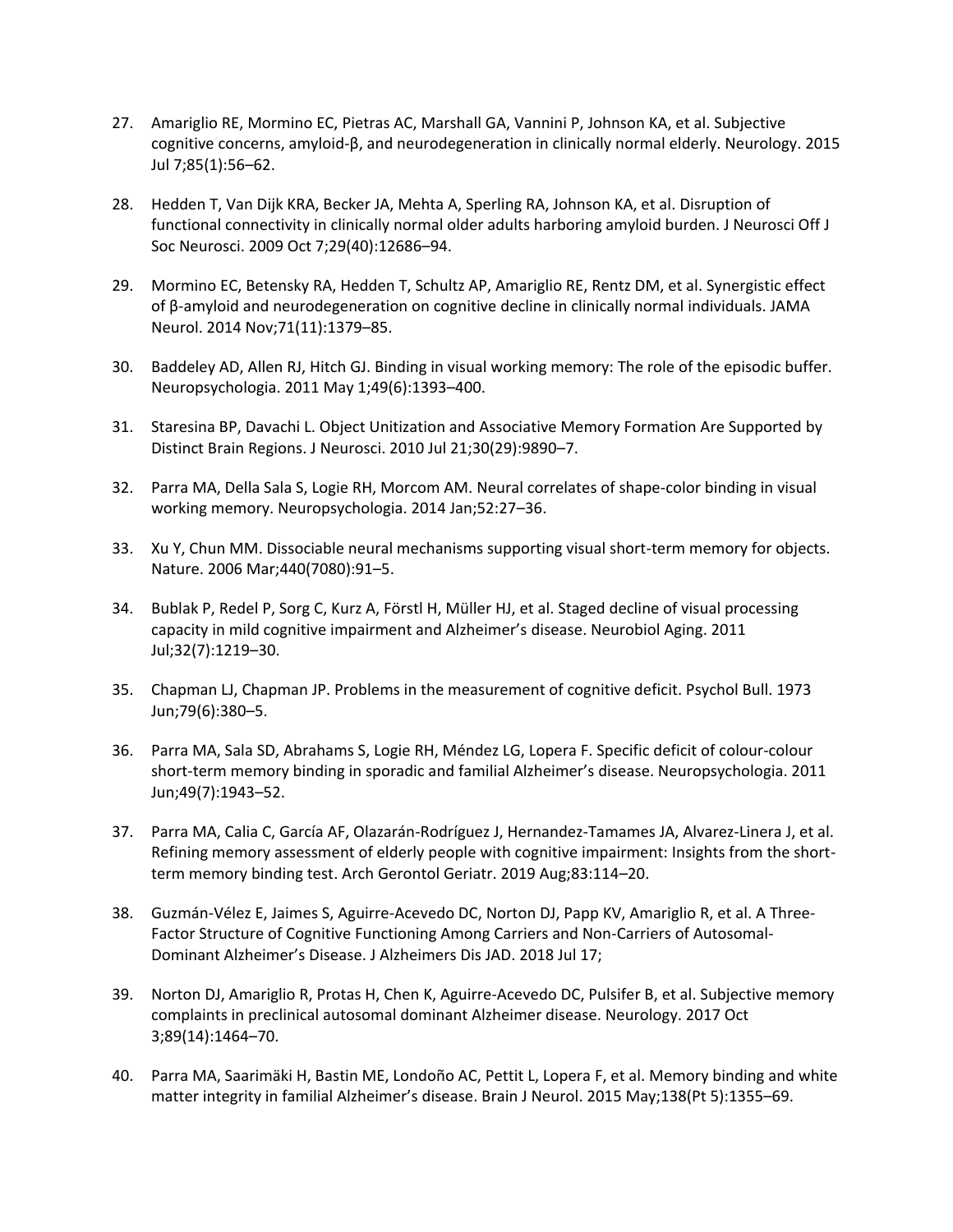27. Amariglio RE, Mormino EC, Pietras AC, Marshall GA, Vannini P, Johnson KA, et al. Subjective cognitive concerns, amyloid-β, and neurodegeneration in clinically normal elderly. Neurology. 2015 Jul 7;85(1):56–62.

28. Hedden T, Van Dijk KRA, Becker JA, Mehta A, Sperling RA, Johnson KA, et al. Disruption of functional connectivity in clinically normal older adults harboring amyloid burden. J Neurosci Off J Soc Neurosci. 2009 Oct 7;29(40):12686–94.

29. Mormino EC, Betensky RA, Hedden T, Schultz AP, Amariglio RE, Rentz DM, et al. Synergistic effect of β-amyloid and neurodegeneration on cognitive decline in clinically normal individuals. JAMA Neurol. 2014 Nov;71(11):1379–85.

30. Baddeley AD, Allen RJ, Hitch GJ. Binding in visual working memory: The role of the episodic buffer. Neuropsychologia. 2011 May 1;49(6):1393–400.

31. Staresina BP, Davachi L. Object Unitization and Associative Memory Formation Are Supported by Distinct Brain Regions. J Neurosci. 2010 Jul 21;30(29):9890–7.

32. Parra MA, Della Sala S, Logie RH, Morcom AM. Neural correlates of shape-color binding in visual working memory. Neuropsychologia. 2014 Jan;52:27–36.

33. Xu Y, Chun MM. Dissociable neural mechanisms supporting visual short-term memory for objects. Nature. 2006 Mar;440(7080):91–5.

34. Bublak P, Redel P, Sorg C, Kurz A, Förstl H, Müller HJ, et al. Staged decline of visual processing capacity in mild cognitive impairment and Alzheimer's disease. Neurobiol Aging. 2011 Jul;32(7):1219–30.

35. Chapman LJ, Chapman JP. Problems in the measurement of cognitive deficit. Psychol Bull. 1973 Jun;79(6):380–5.

36. Parra MA, Sala SD, Abrahams S, Logie RH, Méndez LG, Lopera F. Specific deficit of colour-colour short-term memory binding in sporadic and familial Alzheimer's disease. Neuropsychologia. 2011 Jun;49(7):1943–52.

37. Parra MA, Calia C, García AF, Olazarán-Rodríguez J, Hernandez-Tamames JA, Alvarez-Linera J, et al. Refining memory assessment of elderly people with cognitive impairment: Insights from the short-term memory binding test. Arch Gerontol Geriatr. 2019 Aug;83:114–20.

38. Guzmán-Vélez E, Jaimes S, Aguirre-Acevedo DC, Norton DJ, Papp KV, Amariglio R, et al. A Three-Factor Structure of Cognitive Functioning Among Carriers and Non-Carriers of Autosomal-Dominant Alzheimer's Disease. J Alzheimers Dis JAD. 2018 Jul 17;

39. Norton DJ, Amariglio R, Protas H, Chen K, Aguirre-Acevedo DC, Pulsifer B, et al. Subjective memory complaints in preclinical autosomal dominant Alzheimer disease. Neurology. 2017 Oct 3;89(14):1464–70.

40. Parra MA, Saarimäki H, Bastin ME, Londoño AC, Pettit L, Lopera F, et al. Memory binding and white matter integrity in familial Alzheimer's disease. Brain J Neurol. 2015 May;138(Pt 5):1355–69.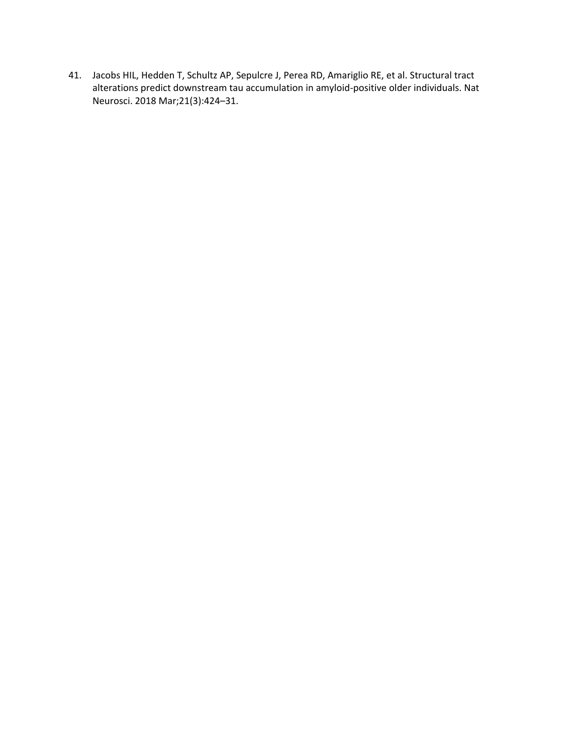41. Jacobs HIL, Hedden T, Schultz AP, Sepulcre J, Perea RD, Amariglio RE, et al. Structural tract alterations predict downstream tau accumulation in amyloid-positive older individuals. Nat Neurosci. 2018 Mar;21(3):424–31.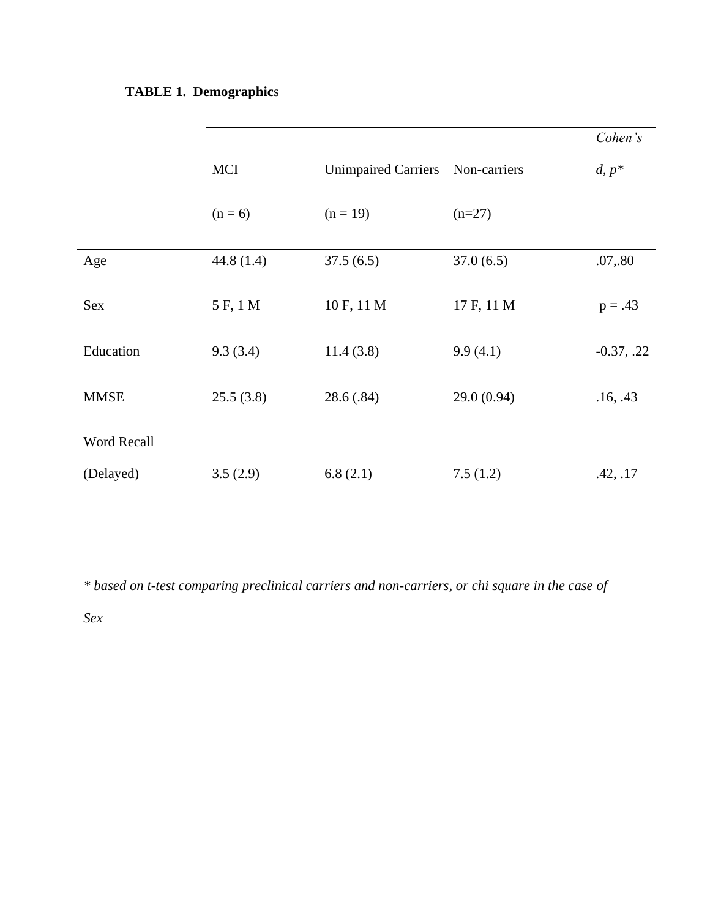**TABLE 1. Demographics**

| | MCI (n = 6) | Unimpaired Carriers (n = 19) | Non-carriers (n=27) | *Cohen's d, p\** |
|---|---|---|---|---|
| Age | 44.8 (1.4) | 37.5 (6.5) | 37.0 (6.5) | .07,.80 |
| Sex | 5 F, 1 M | 10 F, 11 M | 17 F, 11 M | p = .43 |
| Education | 9.3 (3.4) | 11.4 (3.8) | 9.9 (4.1) | -0.37, .22 |
| MMSE | 25.5 (3.8) | 28.6 (.84) | 29.0 (0.94) | .16, .43 |
| Word Recall (Delayed) | 3.5 (2.9) | 6.8 (2.1) | 7.5 (1.2) | .42, .17 |

*\* based on t-test comparing preclinical carriers and non-carriers, or chi square in the case of Sex*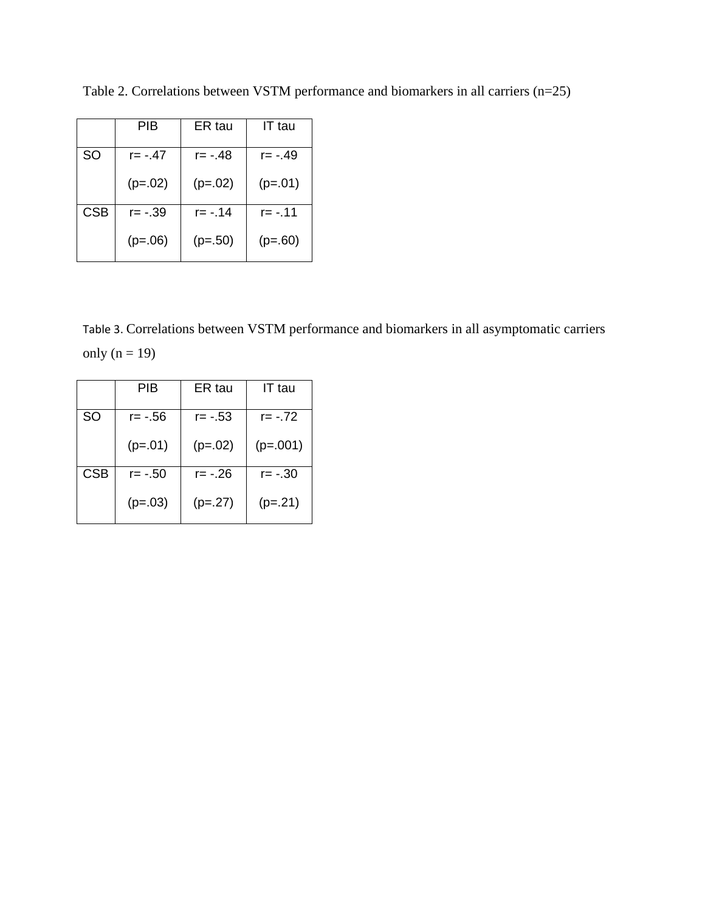Table 2. Correlations between VSTM performance and biomarkers in all carriers (n=25)

| | PIB | ER tau | IT tau |
|---|---|---|---|
| SO | r= -.47 (p=.02) | r= -.48 (p=.02) | r= -.49 (p=.01) |
| CSB | r= -.39 (p=.06) | r= -.14 (p=.50) | r= -.11 (p=.60) |

Table 3. Correlations between VSTM performance and biomarkers in all asymptomatic carriers only (n = 19)

| | PIB | ER tau | IT tau |
|---|---|---|---|
| SO | r= -.56 (p=.01) | r= -.53 (p=.02) | r= -.72 (p=.001) |
| CSB | r= -.50 (p=.03) | r= -.26 (p=.27) | r= -.30 (p=.21) |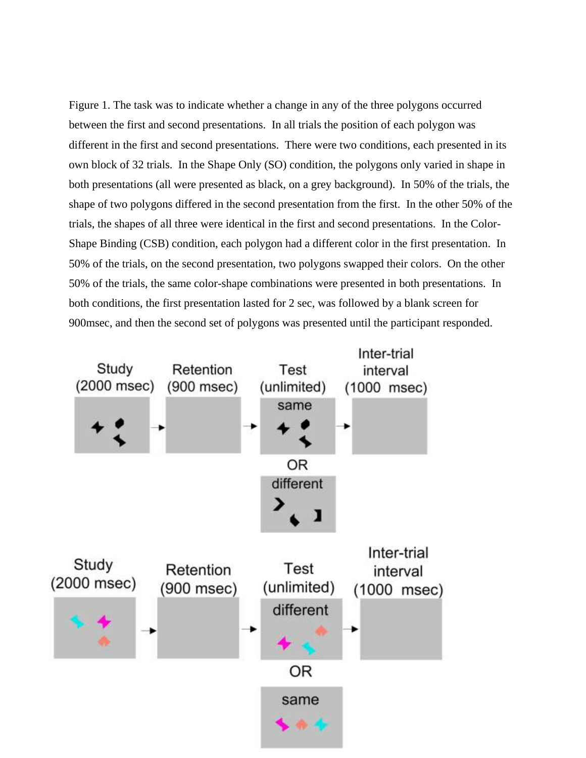Figure 1. The task was to indicate whether a change in any of the three polygons occurred between the first and second presentations. In all trials the position of each polygon was different in the first and second presentations. There were two conditions, each presented in its own block of 32 trials. In the Shape Only (SO) condition, the polygons only varied in shape in both presentations (all were presented as black, on a grey background). In 50% of the trials, the shape of two polygons differed in the second presentation from the first. In the other 50% of the trials, the shapes of all three were identical in the first and second presentations. In the Color-Shape Binding (CSB) condition, each polygon had a different color in the first presentation. In 50% of the trials, on the second presentation, two polygons swapped their colors. On the other 50% of the trials, the same color-shape combinations were presented in both presentations. In both conditions, the first presentation lasted for 2 sec, was followed by a blank screen for 900msec, and then the second set of polygons was presented until the participant responded.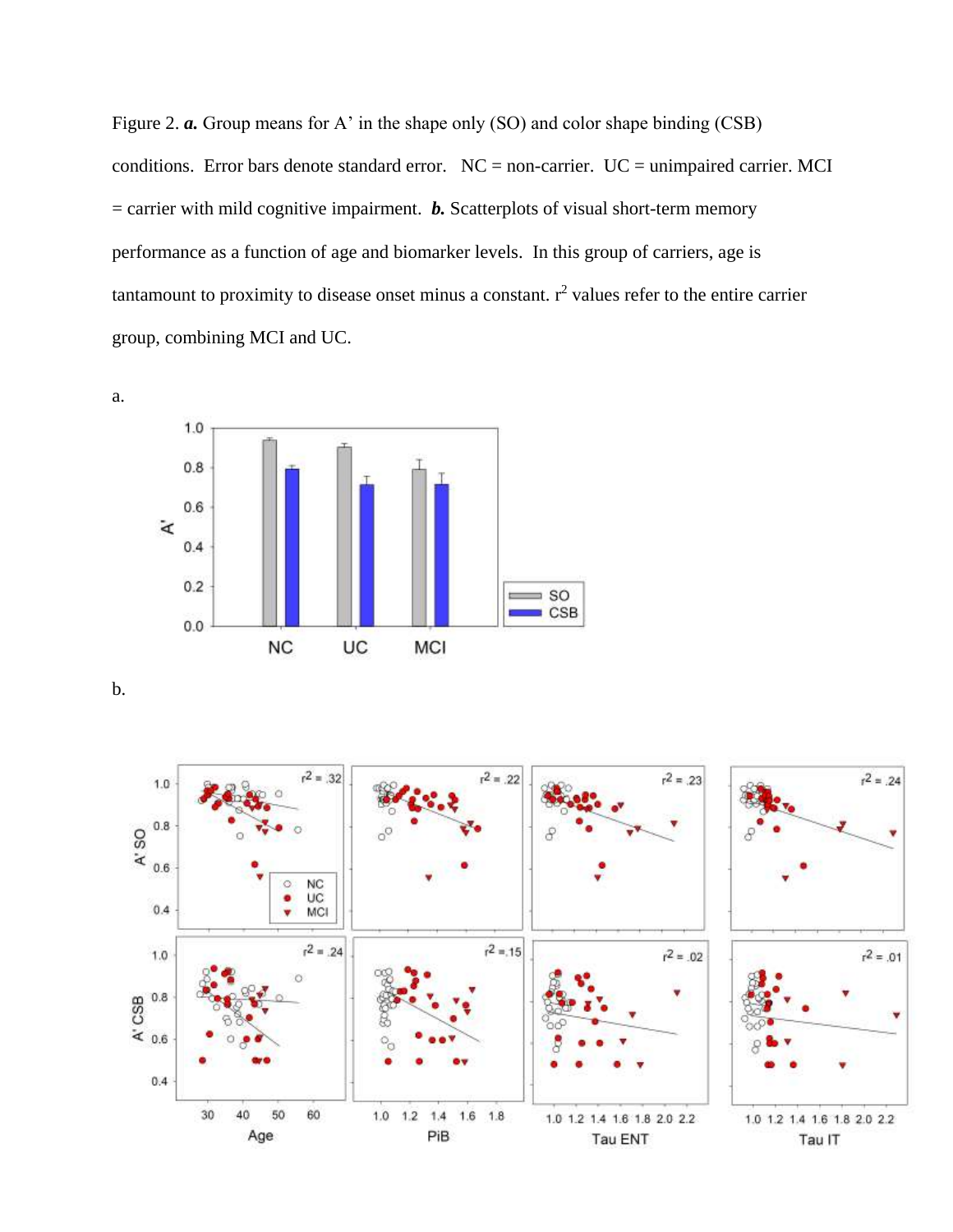Figure 2. ***a.*** Group means for A' in the shape only (SO) and color shape binding (CSB) conditions. Error bars denote standard error. NC = non-carrier. UC = unimpaired carrier. MCI = carrier with mild cognitive impairment. ***b.*** Scatterplots of visual short-term memory performance as a function of age and biomarker levels. In this group of carriers, age is tantamount to proximity to disease onset minus a constant. $r^2$ values refer to the entire carrier group, combining MCI and UC.

a.

b.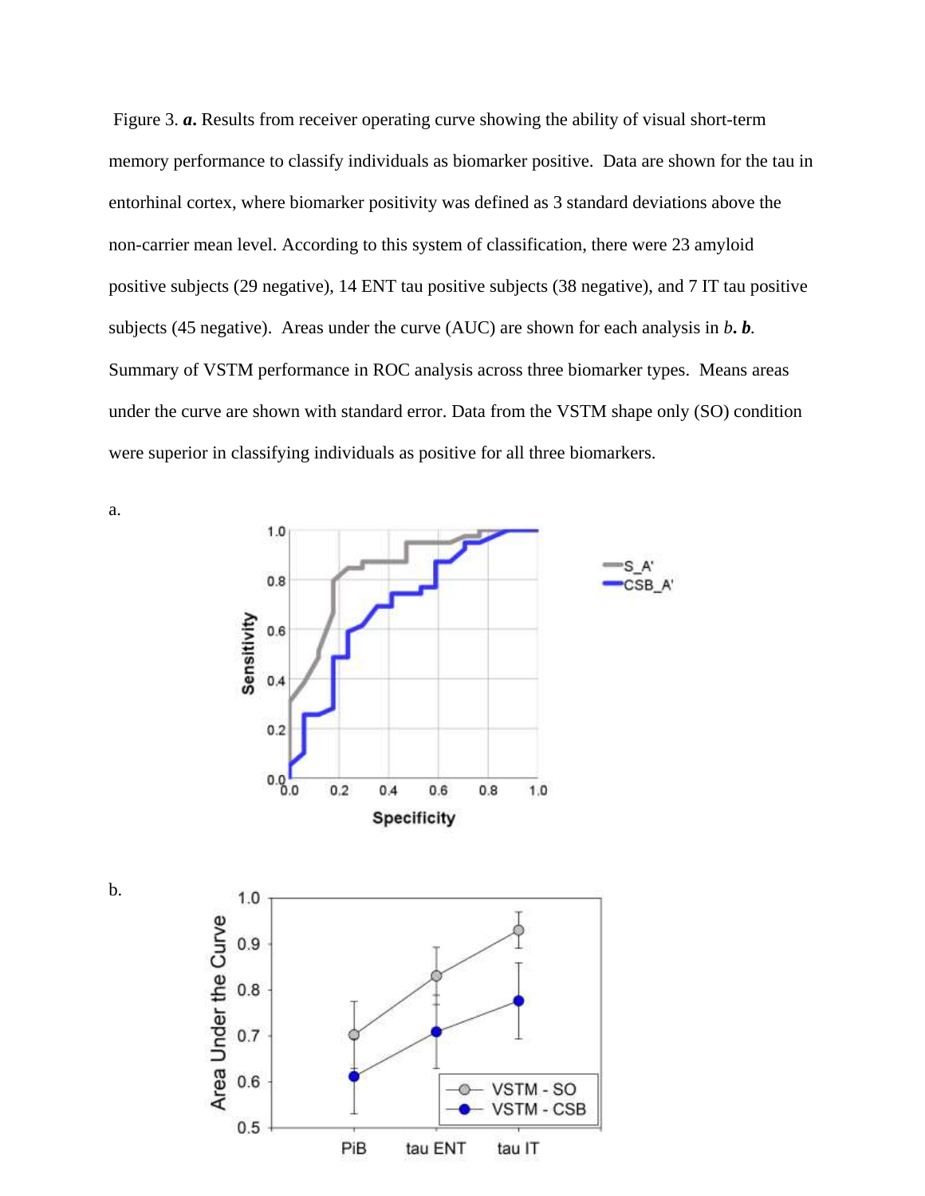Figure 3. ***a.*** Results from receiver operating curve showing the ability of visual short-term memory performance to classify individuals as biomarker positive. Data are shown for the tau in entorhinal cortex, where biomarker positivity was defined as 3 standard deviations above the non-carrier mean level. According to this system of classification, there were 23 amyloid positive subjects (29 negative), 14 ENT tau positive subjects (38 negative), and 7 IT tau positive subjects (45 negative). Areas under the curve (AUC) are shown for each analysis in *b****. b***. Summary of VSTM performance in ROC analysis across three biomarker types. Means areas under the curve are shown with standard error. Data from the VSTM shape only (SO) condition were superior in classifying individuals as positive for all three biomarkers.

a.

Sensitivity

1.0
0.8
0.6
0.4
0.2
0.0

0.0 0.2 0.4 0.6 0.8 1.0

Specificity

S_A'
CSB_A'

b.

Area Under the Curve

1.0
0.9
0.8
0.7
0.6
0.5

PiB tau ENT tau IT

VSTM - SO
VSTM - CSB